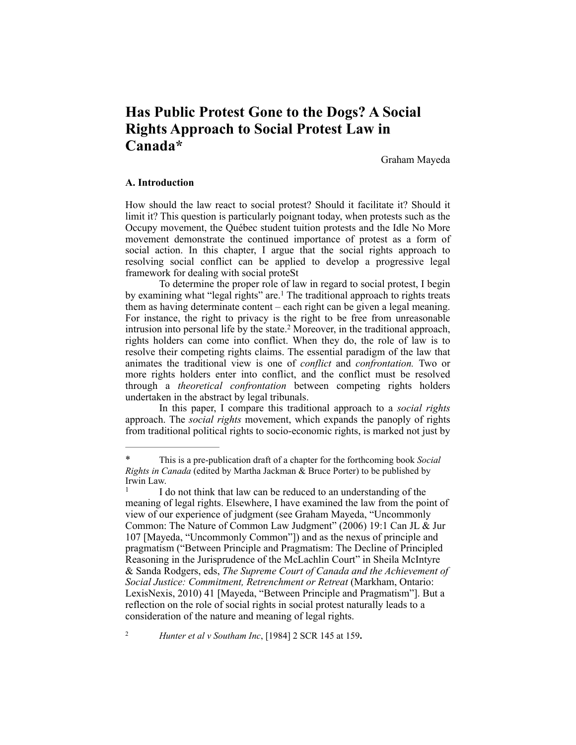# Has Public Protest Gone to the Dogs? A Social Rights Approach to Social Protest Law in Canada*

Graham Mayeda

## A. Introduction

How should the law react to social protest? Should it facilitate it? Should it limit it? This question is particularly poignant today, when protests such as the Occupy movement, the Québec student tuition protests and the Idle No More movement demonstrate the continued importance of protest as a form of social action. In this chapter, I argue that the social rights approach to resolving social conflict can be applied to develop a progressive legal framework for dealing with social proteSt

To determine the proper role of law in regard to social protest, I begin by examining what "legal rights" are.[1] The traditional approach to rights treats them as having determinate content – each right can be given a legal meaning. For instance, the right to privacy is the right to be free from unreasonable intrusion into personal life by the state.[2] Moreover, in the traditional approach, rights holders can come into conflict. When they do, the role of law is to resolve their competing rights claims. The essential paradigm of the law that animates the traditional view is one of *conflict* and *confrontation.* Two or more rights holders enter into conflict, and the conflict must be resolved through a *theoretical confrontation* between competing rights holders undertaken in the abstract by legal tribunals.

In this paper, I compare this traditional approach to a *social rights* approach. The *social rights* movement, which expands the panoply of rights from traditional political rights to socio-economic rights, is marked not just by

---

\* This is a pre-publication draft of a chapter for the forthcoming book *Social Rights in Canada* (edited by Martha Jackman & Bruce Porter) to be published by Irwin Law.

[1] I do not think that law can be reduced to an understanding of the meaning of legal rights. Elsewhere, I have examined the law from the point of view of our experience of judgment (see Graham Mayeda, "Uncommonly Common: The Nature of Common Law Judgment" (2006) 19:1 Can JL & Jur 107 [Mayeda, "Uncommonly Common"]) and as the nexus of principle and pragmatism ("Between Principle and Pragmatism: The Decline of Principled Reasoning in the Jurisprudence of the McLachlin Court" in Sheila McIntyre & Sanda Rodgers, eds, *The Supreme Court of Canada and the Achievement of Social Justice: Commitment, Retrenchment or Retreat* (Markham, Ontario: LexisNexis, 2010) 41 [Mayeda, "Between Principle and Pragmatism"]. But a reflection on the role of social rights in social protest naturally leads to a consideration of the nature and meaning of legal rights.

[2] *Hunter et al v Southam Inc*, [1984] 2 SCR 145 at 159**.**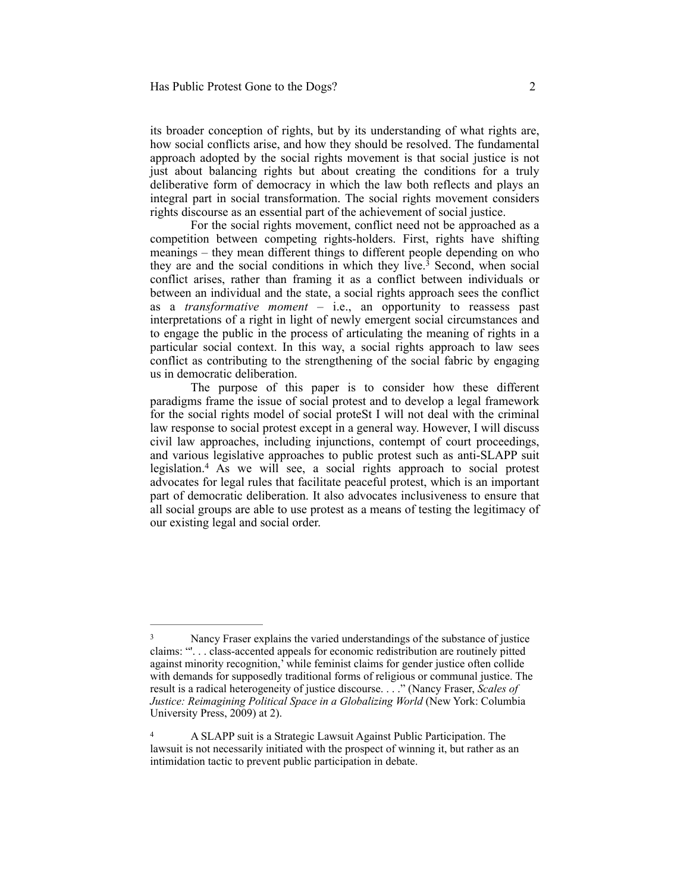its broader conception of rights, but by its understanding of what rights are, how social conflicts arise, and how they should be resolved. The fundamental approach adopted by the social rights movement is that social justice is not just about balancing rights but about creating the conditions for a truly deliberative form of democracy in which the law both reflects and plays an integral part in social transformation. The social rights movement considers rights discourse as an essential part of the achievement of social justice.

For the social rights movement, conflict need not be approached as a competition between competing rights-holders. First, rights have shifting meanings – they mean different things to different people depending on who they are and the social conditions in which they live.[3] Second, when social conflict arises, rather than framing it as a conflict between individuals or between an individual and the state, a social rights approach sees the conflict as a *transformative moment* – i.e., an opportunity to reassess past interpretations of a right in light of newly emergent social circumstances and to engage the public in the process of articulating the meaning of rights in a particular social context. In this way, a social rights approach to law sees conflict as contributing to the strengthening of the social fabric by engaging us in democratic deliberation.

The purpose of this paper is to consider how these different paradigms frame the issue of social protest and to develop a legal framework for the social rights model of social proteSt I will not deal with the criminal law response to social protest except in a general way. However, I will discuss civil law approaches, including injunctions, contempt of court proceedings, and various legislative approaches to public protest such as anti-SLAPP suit legislation.[4] As we will see, a social rights approach to social protest advocates for legal rules that facilitate peaceful protest, which is an important part of democratic deliberation. It also advocates inclusiveness to ensure that all social groups are able to use protest as a means of testing the legitimacy of our existing legal and social order.

---

[3] Nancy Fraser explains the varied understandings of the substance of justice claims: "'. . . class-accented appeals for economic redistribution are routinely pitted against minority recognition,' while feminist claims for gender justice often collide with demands for supposedly traditional forms of religious or communal justice. The result is a radical heterogeneity of justice discourse. . . ." (Nancy Fraser, *Scales of Justice: Reimagining Political Space in a Globalizing World* (New York: Columbia University Press, 2009) at 2).

[4] A SLAPP suit is a Strategic Lawsuit Against Public Participation. The lawsuit is not necessarily initiated with the prospect of winning it, but rather as an intimidation tactic to prevent public participation in debate.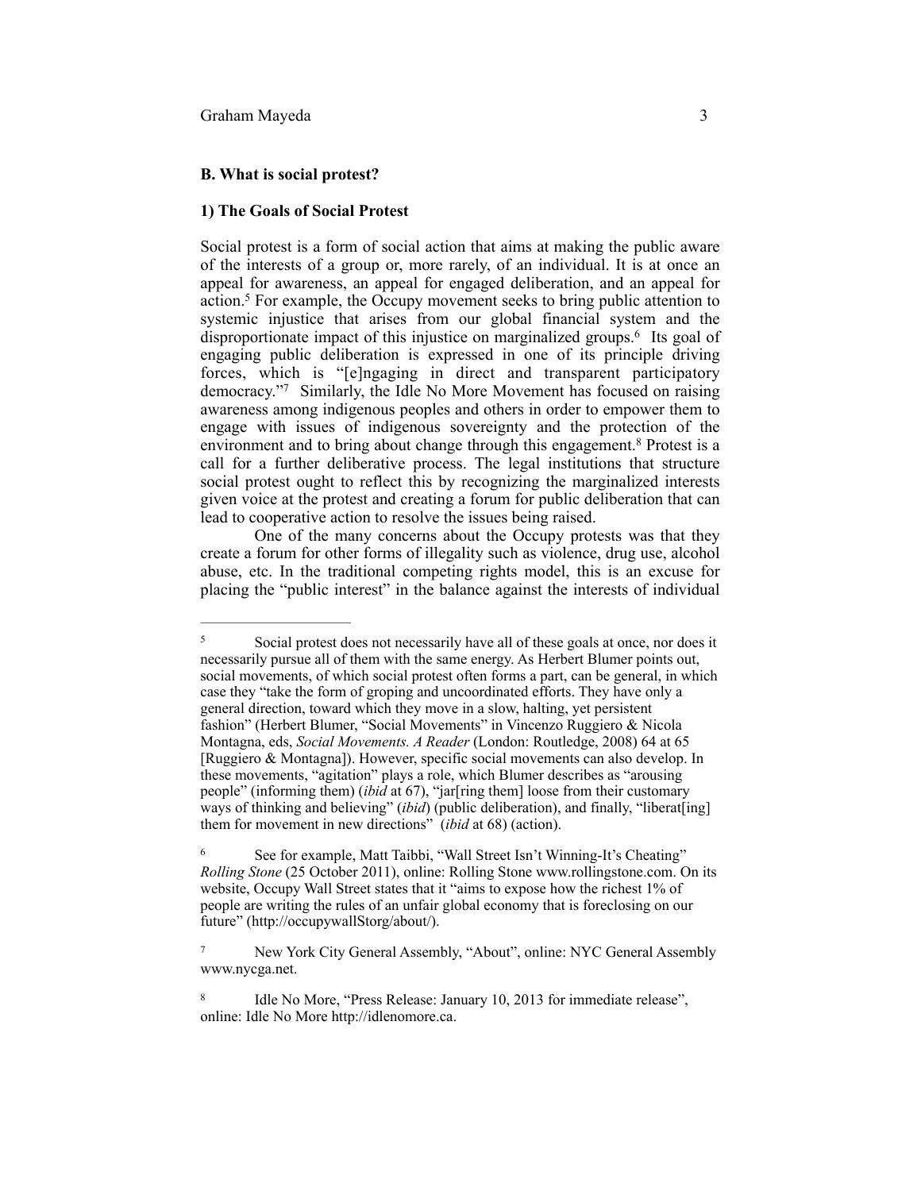### B. What is social protest?

#### 1) The Goals of Social Protest

Social protest is a form of social action that aims at making the public aware of the interests of a group or, more rarely, of an individual. It is at once an appeal for awareness, an appeal for engaged deliberation, and an appeal for action.[5] For example, the Occupy movement seeks to bring public attention to systemic injustice that arises from our global financial system and the disproportionate impact of this injustice on marginalized groups.[6] Its goal of engaging public deliberation is expressed in one of its principle driving forces, which is "[e]ngaging in direct and transparent participatory democracy."[7] Similarly, the Idle No More Movement has focused on raising awareness among indigenous peoples and others in order to empower them to engage with issues of indigenous sovereignty and the protection of the environment and to bring about change through this engagement.[8] Protest is a call for a further deliberative process. The legal institutions that structure social protest ought to reflect this by recognizing the marginalized interests given voice at the protest and creating a forum for public deliberation that can lead to cooperative action to resolve the issues being raised.

One of the many concerns about the Occupy protests was that they create a forum for other forms of illegality such as violence, drug use, alcohol abuse, etc. In the traditional competing rights model, this is an excuse for placing the "public interest" in the balance against the interests of individual

---

[5] Social protest does not necessarily have all of these goals at once, nor does it necessarily pursue all of them with the same energy. As Herbert Blumer points out, social movements, of which social protest often forms a part, can be general, in which case they "take the form of groping and uncoordinated efforts. They have only a general direction, toward which they move in a slow, halting, yet persistent fashion" (Herbert Blumer, "Social Movements" in Vincenzo Ruggiero & Nicola Montagna, eds, *Social Movements. A Reader* (London: Routledge, 2008) 64 at 65 [Ruggiero & Montagna]). However, specific social movements can also develop. In these movements, "agitation" plays a role, which Blumer describes as "arousing people" (informing them) (*ibid* at 67), "jar[ring them] loose from their customary ways of thinking and believing" (*ibid*) (public deliberation), and finally, "liberat[ing] them for movement in new directions" (*ibid* at 68) (action).

[6] See for example, Matt Taibbi, "Wall Street Isn't Winning-It's Cheating" *Rolling Stone* (25 October 2011), online: Rolling Stone www.rollingstone.com. On its website, Occupy Wall Street states that it "aims to expose how the richest 1% of people are writing the rules of an unfair global economy that is foreclosing on our future" (http://occupywallStorg/about/).

[7] New York City General Assembly, "About", online: NYC General Assembly www.nycga.net.

[8] Idle No More, "Press Release: January 10, 2013 for immediate release", online: Idle No More http://idlenomore.ca.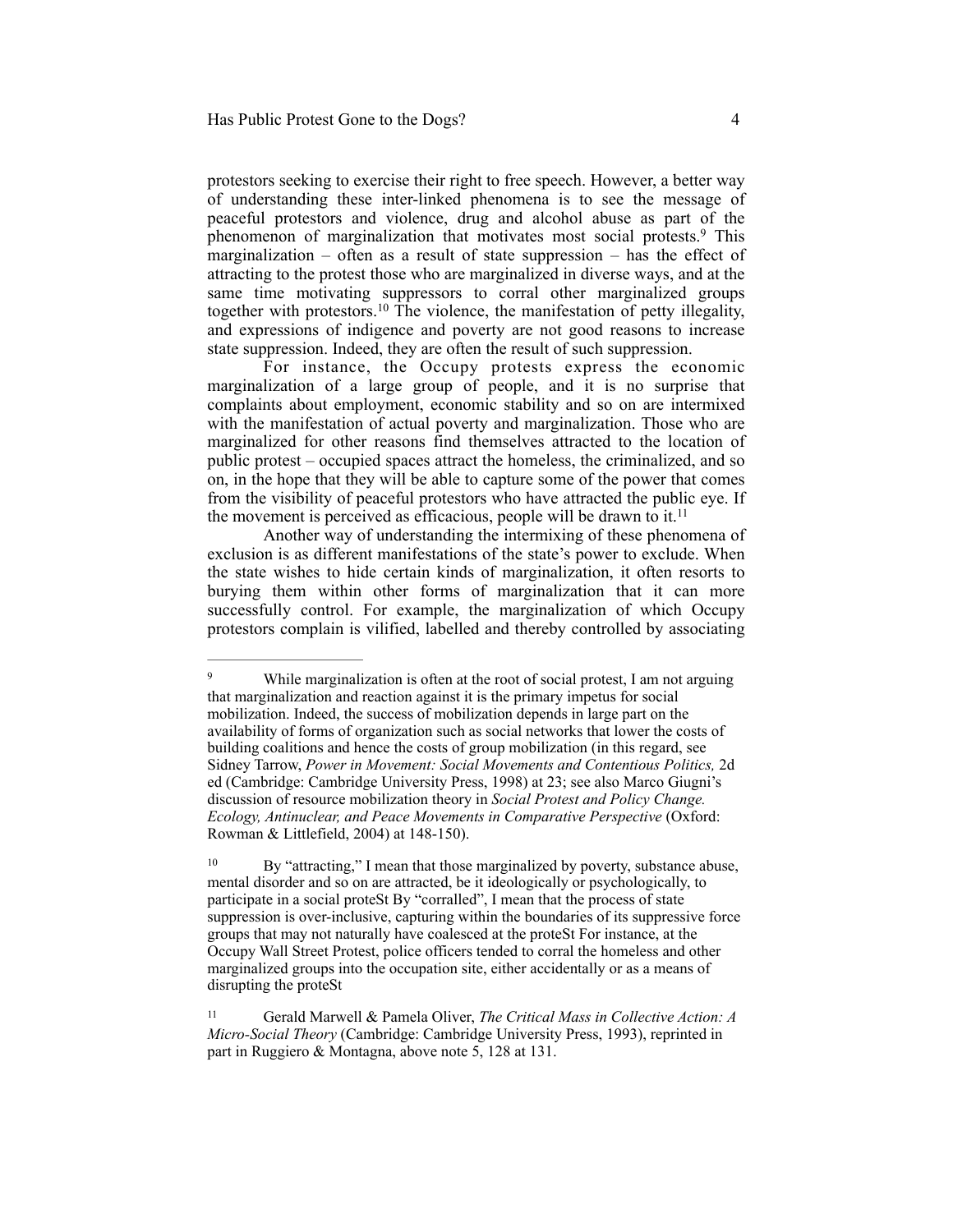protestors seeking to exercise their right to free speech. However, a better way of understanding these inter-linked phenomena is to see the message of peaceful protestors and violence, drug and alcohol abuse as part of the phenomenon of marginalization that motivates most social protests.[9] This marginalization – often as a result of state suppression – has the effect of attracting to the protest those who are marginalized in diverse ways, and at the same time motivating suppressors to corral other marginalized groups together with protestors.[10] The violence, the manifestation of petty illegality, and expressions of indigence and poverty are not good reasons to increase state suppression. Indeed, they are often the result of such suppression.

For instance, the Occupy protests express the economic marginalization of a large group of people, and it is no surprise that complaints about employment, economic stability and so on are intermixed with the manifestation of actual poverty and marginalization. Those who are marginalized for other reasons find themselves attracted to the location of public protest – occupied spaces attract the homeless, the criminalized, and so on, in the hope that they will be able to capture some of the power that comes from the visibility of peaceful protestors who have attracted the public eye. If the movement is perceived as efficacious, people will be drawn to it.[11]

Another way of understanding the intermixing of these phenomena of exclusion is as different manifestations of the state's power to exclude. When the state wishes to hide certain kinds of marginalization, it often resorts to burying them within other forms of marginalization that it can more successfully control. For example, the marginalization of which Occupy protestors complain is vilified, labelled and thereby controlled by associating

---

[9] While marginalization is often at the root of social protest, I am not arguing that marginalization and reaction against it is the primary impetus for social mobilization. Indeed, the success of mobilization depends in large part on the availability of forms of organization such as social networks that lower the costs of building coalitions and hence the costs of group mobilization (in this regard, see Sidney Tarrow, *Power in Movement: Social Movements and Contentious Politics,* 2d ed (Cambridge: Cambridge University Press, 1998) at 23; see also Marco Giugni's discussion of resource mobilization theory in *Social Protest and Policy Change. Ecology, Antinuclear, and Peace Movements in Comparative Perspective* (Oxford: Rowman & Littlefield, 2004) at 148-150).

[10] By "attracting," I mean that those marginalized by poverty, substance abuse, mental disorder and so on are attracted, be it ideologically or psychologically, to participate in a social proteSt By "corralled", I mean that the process of state suppression is over-inclusive, capturing within the boundaries of its suppressive force groups that may not naturally have coalesced at the proteSt For instance, at the Occupy Wall Street Protest, police officers tended to corral the homeless and other marginalized groups into the occupation site, either accidentally or as a means of disrupting the proteSt

[11] Gerald Marwell & Pamela Oliver, *The Critical Mass in Collective Action: A Micro-Social Theory* (Cambridge: Cambridge University Press, 1993), reprinted in part in Ruggiero & Montagna, above note 5, 128 at 131.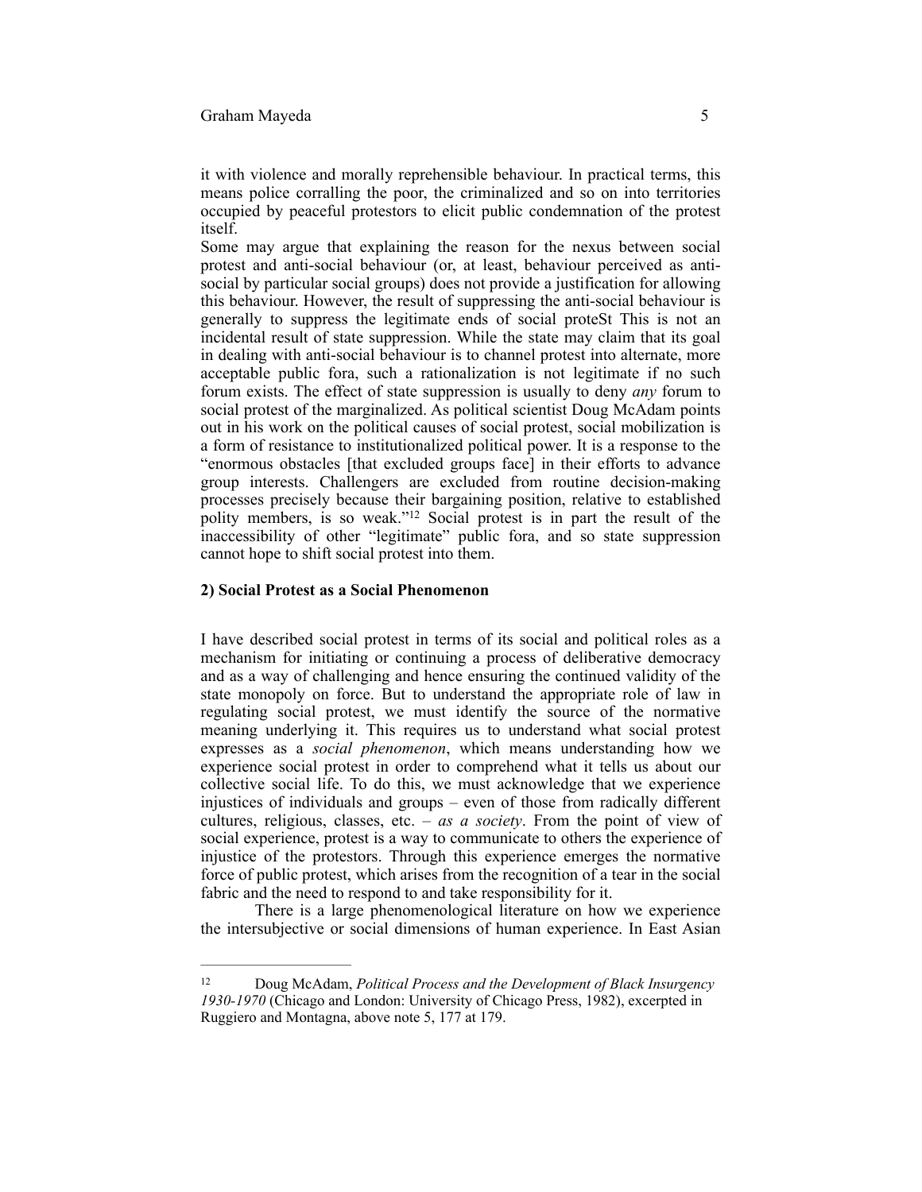it with violence and morally reprehensible behaviour. In practical terms, this means police corralling the poor, the criminalized and so on into territories occupied by peaceful protestors to elicit public condemnation of the protest itself.

Some may argue that explaining the reason for the nexus between social protest and anti-social behaviour (or, at least, behaviour perceived as anti-social by particular social groups) does not provide a justification for allowing this behaviour. However, the result of suppressing the anti-social behaviour is generally to suppress the legitimate ends of social proteSt This is not an incidental result of state suppression. While the state may claim that its goal in dealing with anti-social behaviour is to channel protest into alternate, more acceptable public fora, such a rationalization is not legitimate if no such forum exists. The effect of state suppression is usually to deny *any* forum to social protest of the marginalized. As political scientist Doug McAdam points out in his work on the political causes of social protest, social mobilization is a form of resistance to institutionalized political power. It is a response to the "enormous obstacles [that excluded groups face] in their efforts to advance group interests. Challengers are excluded from routine decision-making processes precisely because their bargaining position, relative to established polity members, is so weak."[12] Social protest is in part the result of the inaccessibility of other "legitimate" public fora, and so state suppression cannot hope to shift social protest into them.

**2) Social Protest as a Social Phenomenon**

I have described social protest in terms of its social and political roles as a mechanism for initiating or continuing a process of deliberative democracy and as a way of challenging and hence ensuring the continued validity of the state monopoly on force. But to understand the appropriate role of law in regulating social protest, we must identify the source of the normative meaning underlying it. This requires us to understand what social protest expresses as a *social phenomenon*, which means understanding how we experience social protest in order to comprehend what it tells us about our collective social life. To do this, we must acknowledge that we experience injustices of individuals and groups – even of those from radically different cultures, religious, classes, etc. – *as a society*. From the point of view of social experience, protest is a way to communicate to others the experience of injustice of the protestors. Through this experience emerges the normative force of public protest, which arises from the recognition of a tear in the social fabric and the need to respond to and take responsibility for it.

There is a large phenomenological literature on how we experience the intersubjective or social dimensions of human experience. In East Asian

---

[12] Doug McAdam, *Political Process and the Development of Black Insurgency 1930-1970* (Chicago and London: University of Chicago Press, 1982), excerpted in Ruggiero and Montagna, above note 5, 177 at 179.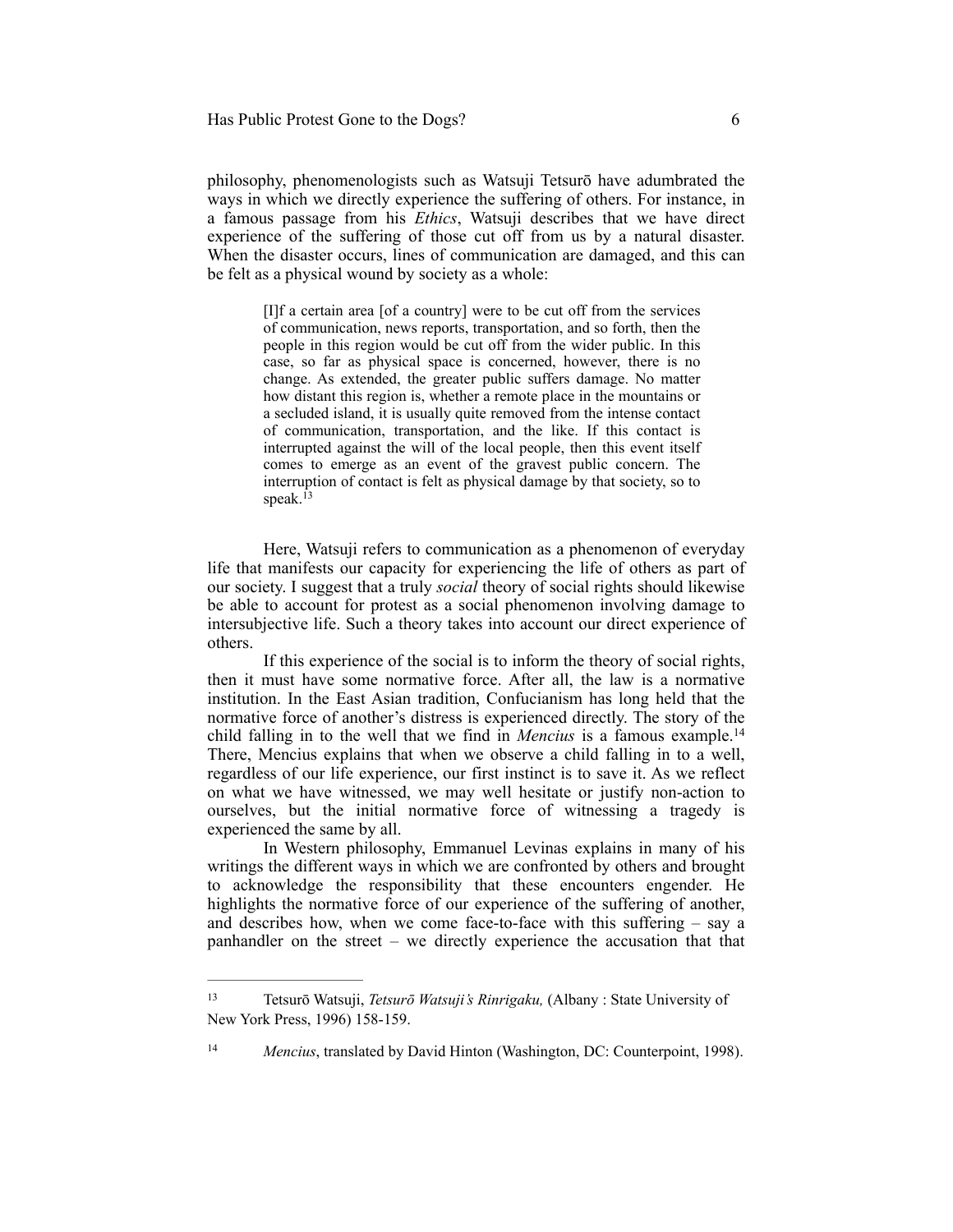philosophy, phenomenologists such as Watsuji Tetsurō have adumbrated the ways in which we directly experience the suffering of others. For instance, in a famous passage from his *Ethics*, Watsuji describes that we have direct experience of the suffering of those cut off from us by a natural disaster. When the disaster occurs, lines of communication are damaged, and this can be felt as a physical wound by society as a whole:

> [I]f a certain area [of a country] were to be cut off from the services of communication, news reports, transportation, and so forth, then the people in this region would be cut off from the wider public. In this case, so far as physical space is concerned, however, there is no change. As extended, the greater public suffers damage. No matter how distant this region is, whether a remote place in the mountains or a secluded island, it is usually quite removed from the intense contact of communication, transportation, and the like. If this contact is interrupted against the will of the local people, then this event itself comes to emerge as an event of the gravest public concern. The interruption of contact is felt as physical damage by that society, so to speak.[13]

Here, Watsuji refers to communication as a phenomenon of everyday life that manifests our capacity for experiencing the life of others as part of our society. I suggest that a truly *social* theory of social rights should likewise be able to account for protest as a social phenomenon involving damage to intersubjective life. Such a theory takes into account our direct experience of others.

If this experience of the social is to inform the theory of social rights, then it must have some normative force. After all, the law is a normative institution. In the East Asian tradition, Confucianism has long held that the normative force of another's distress is experienced directly. The story of the child falling in to the well that we find in *Mencius* is a famous example.[14] There, Mencius explains that when we observe a child falling in to a well, regardless of our life experience, our first instinct is to save it. As we reflect on what we have witnessed, we may well hesitate or justify non-action to ourselves, but the initial normative force of witnessing a tragedy is experienced the same by all.

In Western philosophy, Emmanuel Levinas explains in many of his writings the different ways in which we are confronted by others and brought to acknowledge the responsibility that these encounters engender. He highlights the normative force of our experience of the suffering of another, and describes how, when we come face-to-face with this suffering – say a panhandler on the street – we directly experience the accusation that that

---

[13] Tetsurō Watsuji, *Tetsurō Watsuji's Rinrigaku,* (Albany : State University of New York Press, 1996) 158-159.

[14] *Mencius*, translated by David Hinton (Washington, DC: Counterpoint, 1998).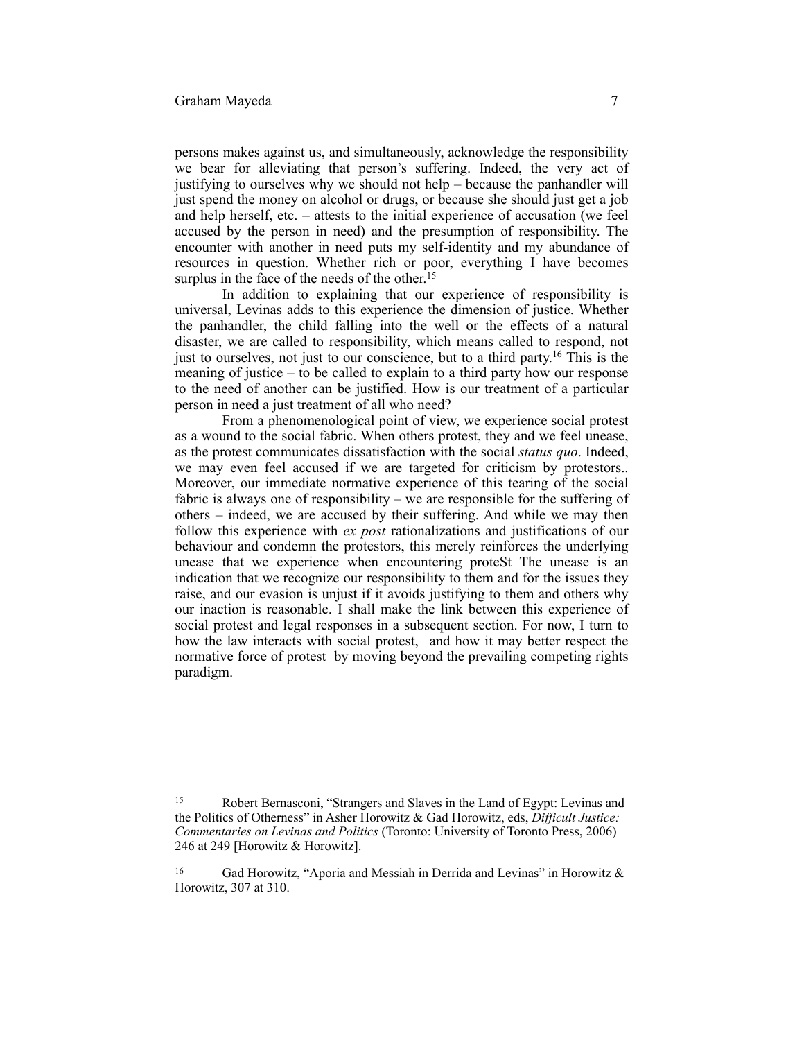persons makes against us, and simultaneously, acknowledge the responsibility we bear for alleviating that person's suffering. Indeed, the very act of justifying to ourselves why we should not help – because the panhandler will just spend the money on alcohol or drugs, or because she should just get a job and help herself, etc. – attests to the initial experience of accusation (we feel accused by the person in need) and the presumption of responsibility. The encounter with another in need puts my self-identity and my abundance of resources in question. Whether rich or poor, everything I have becomes surplus in the face of the needs of the other.[15]

In addition to explaining that our experience of responsibility is universal, Levinas adds to this experience the dimension of justice. Whether the panhandler, the child falling into the well or the effects of a natural disaster, we are called to responsibility, which means called to respond, not just to ourselves, not just to our conscience, but to a third party.[16] This is the meaning of justice – to be called to explain to a third party how our response to the need of another can be justified. How is our treatment of a particular person in need a just treatment of all who need?

From a phenomenological point of view, we experience social protest as a wound to the social fabric. When others protest, they and we feel unease, as the protest communicates dissatisfaction with the social *status quo*. Indeed, we may even feel accused if we are targeted for criticism by protestors.. Moreover, our immediate normative experience of this tearing of the social fabric is always one of responsibility – we are responsible for the suffering of others – indeed, we are accused by their suffering. And while we may then follow this experience with *ex post* rationalizations and justifications of our behaviour and condemn the protestors, this merely reinforces the underlying unease that we experience when encountering proteSt The unease is an indication that we recognize our responsibility to them and for the issues they raise, and our evasion is unjust if it avoids justifying to them and others why our inaction is reasonable. I shall make the link between this experience of social protest and legal responses in a subsequent section. For now, I turn to how the law interacts with social protest, and how it may better respect the normative force of protest by moving beyond the prevailing competing rights paradigm.

---

[15] Robert Bernasconi, "Strangers and Slaves in the Land of Egypt: Levinas and the Politics of Otherness" in Asher Horowitz & Gad Horowitz, eds, *Difficult Justice: Commentaries on Levinas and Politics* (Toronto: University of Toronto Press, 2006) 246 at 249 [Horowitz & Horowitz].

[16] Gad Horowitz, "Aporia and Messiah in Derrida and Levinas" in Horowitz & Horowitz, 307 at 310.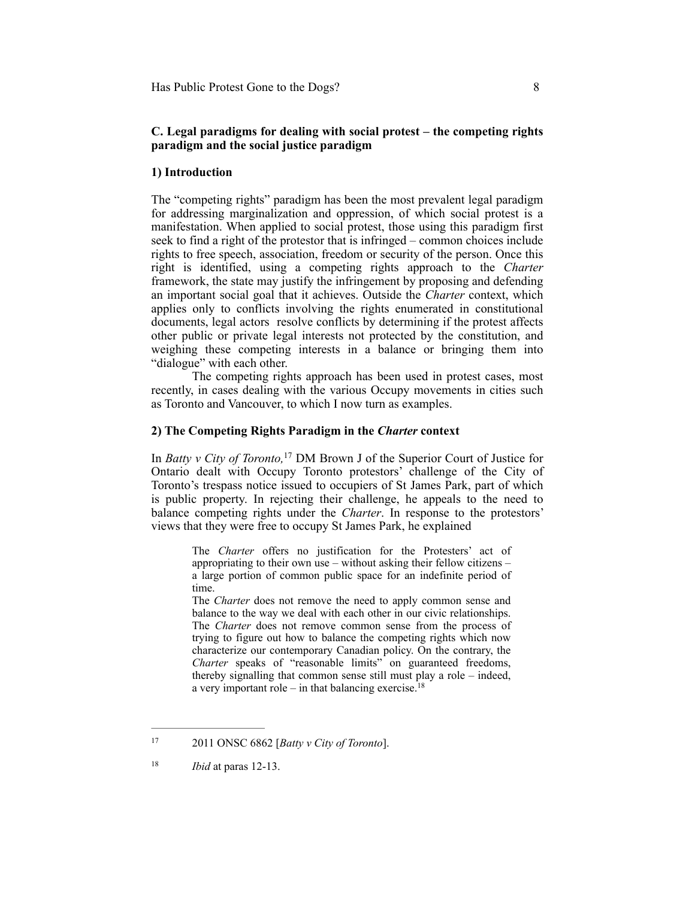### C. Legal paradigms for dealing with social protest – the competing rights paradigm and the social justice paradigm

#### 1) Introduction

The "competing rights" paradigm has been the most prevalent legal paradigm for addressing marginalization and oppression, of which social protest is a manifestation. When applied to social protest, those using this paradigm first seek to find a right of the protestor that is infringed – common choices include rights to free speech, association, freedom or security of the person. Once this right is identified, using a competing rights approach to the *Charter* framework, the state may justify the infringement by proposing and defending an important social goal that it achieves. Outside the *Charter* context, which applies only to conflicts involving the rights enumerated in constitutional documents, legal actors resolve conflicts by determining if the protest affects other public or private legal interests not protected by the constitution, and weighing these competing interests in a balance or bringing them into "dialogue" with each other.

The competing rights approach has been used in protest cases, most recently, in cases dealing with the various Occupy movements in cities such as Toronto and Vancouver, to which I now turn as examples.

#### 2) The Competing Rights Paradigm in the *Charter* context

In *Batty v City of Toronto,*[17] DM Brown J of the Superior Court of Justice for Ontario dealt with Occupy Toronto protestors' challenge of the City of Toronto's trespass notice issued to occupiers of St James Park, part of which is public property. In rejecting their challenge, he appeals to the need to balance competing rights under the *Charter*. In response to the protestors' views that they were free to occupy St James Park, he explained

> The *Charter* offers no justification for the Protesters' act of appropriating to their own use – without asking their fellow citizens – a large portion of common public space for an indefinite period of time.
>
> The *Charter* does not remove the need to apply common sense and balance to the way we deal with each other in our civic relationships. The *Charter* does not remove common sense from the process of trying to figure out how to balance the competing rights which now characterize our contemporary Canadian policy. On the contrary, the *Charter* speaks of "reasonable limits" on guaranteed freedoms, thereby signalling that common sense still must play a role – indeed, a very important role – in that balancing exercise.[18]

---

[17] 2011 ONSC 6862 [*Batty v City of Toronto*].

[18] *Ibid* at paras 12-13.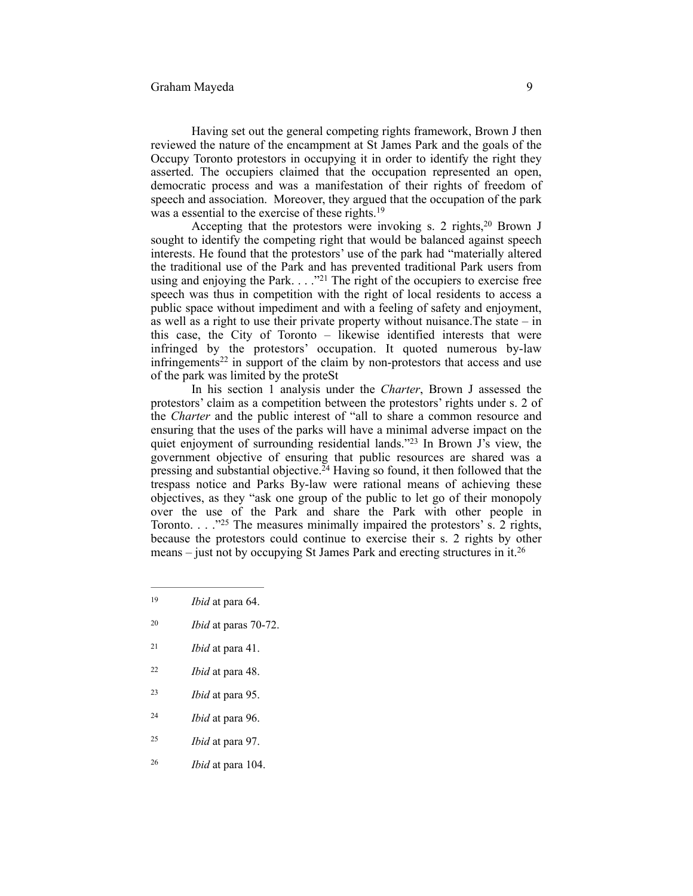Having set out the general competing rights framework, Brown J then reviewed the nature of the encampment at St James Park and the goals of the Occupy Toronto protestors in occupying it in order to identify the right they asserted. The occupiers claimed that the occupation represented an open, democratic process and was a manifestation of their rights of freedom of speech and association. Moreover, they argued that the occupation of the park was a essential to the exercise of these rights.[19]

Accepting that the protestors were invoking s. 2 rights,[20] Brown J sought to identify the competing right that would be balanced against speech interests. He found that the protestors' use of the park had "materially altered the traditional use of the Park and has prevented traditional Park users from using and enjoying the Park. . . ."[21] The right of the occupiers to exercise free speech was thus in competition with the right of local residents to access a public space without impediment and with a feeling of safety and enjoyment, as well as a right to use their private property without nuisance.The state – in this case, the City of Toronto – likewise identified interests that were infringed by the protestors' occupation. It quoted numerous by-law infringements[22] in support of the claim by non-protestors that access and use of the park was limited by the proteSt

In his section 1 analysis under the *Charter*, Brown J assessed the protestors' claim as a competition between the protestors' rights under s. 2 of the *Charter* and the public interest of "all to share a common resource and ensuring that the uses of the parks will have a minimal adverse impact on the quiet enjoyment of surrounding residential lands."[23] In Brown J's view, the government objective of ensuring that public resources are shared was a pressing and substantial objective.[24] Having so found, it then followed that the trespass notice and Parks By-law were rational means of achieving these objectives, as they "ask one group of the public to let go of their monopoly over the use of the Park and share the Park with other people in Toronto. . . ."[25] The measures minimally impaired the protestors' s. 2 rights, because the protestors could continue to exercise their s. 2 rights by other means – just not by occupying St James Park and erecting structures in it.[26]

---

[19] *Ibid* at para 64.

[20] *Ibid* at paras 70-72.

[21] *Ibid* at para 41.

[22] *Ibid* at para 48.

[23] *Ibid* at para 95.

[24] *Ibid* at para 96.

[25] *Ibid* at para 97.

[26] *Ibid* at para 104.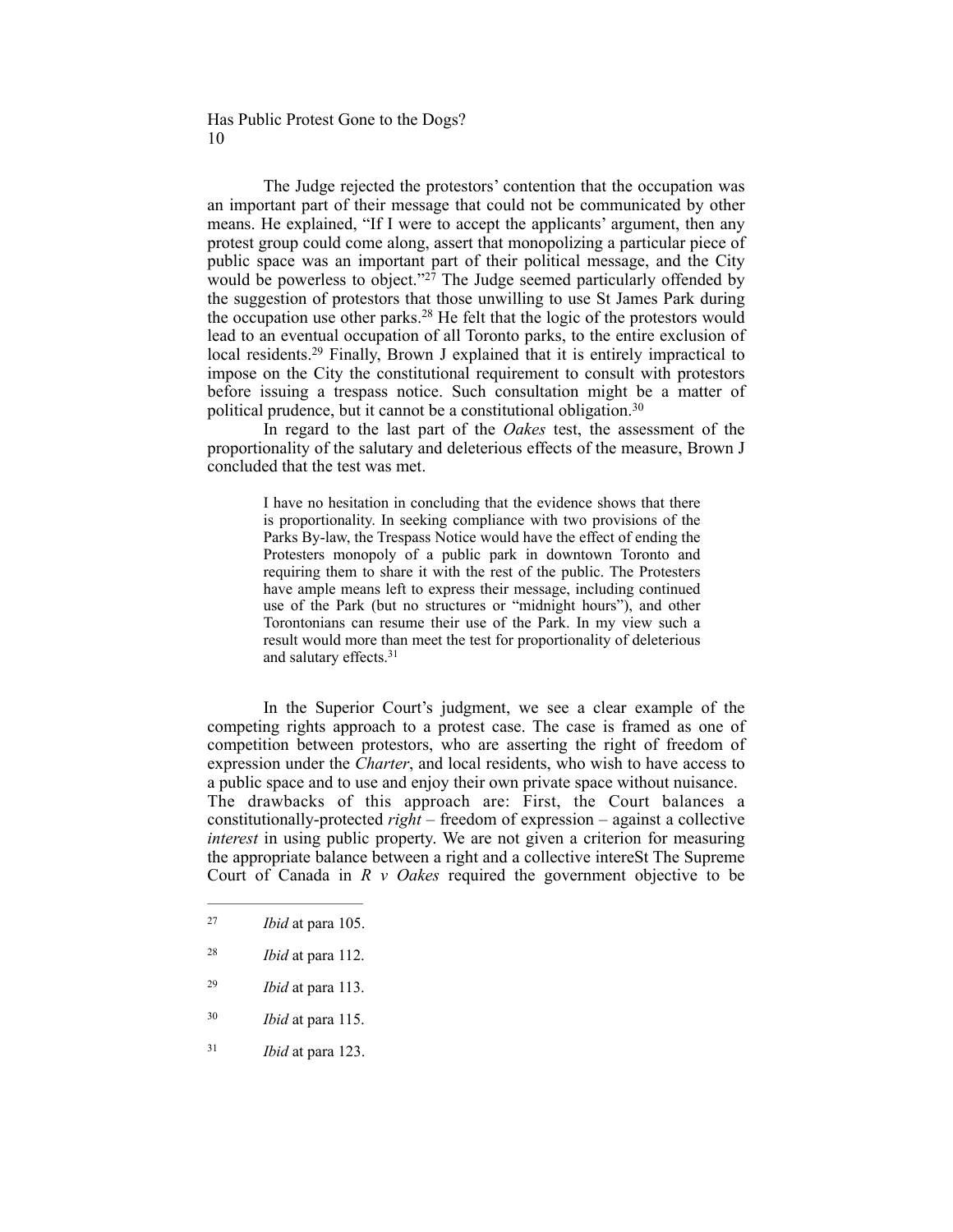The Judge rejected the protestors' contention that the occupation was an important part of their message that could not be communicated by other means. He explained, "If I were to accept the applicants' argument, then any protest group could come along, assert that monopolizing a particular piece of public space was an important part of their political message, and the City would be powerless to object."[27] The Judge seemed particularly offended by the suggestion of protestors that those unwilling to use St James Park during the occupation use other parks.[28] He felt that the logic of the protestors would lead to an eventual occupation of all Toronto parks, to the entire exclusion of local residents.[29] Finally, Brown J explained that it is entirely impractical to impose on the City the constitutional requirement to consult with protestors before issuing a trespass notice. Such consultation might be a matter of political prudence, but it cannot be a constitutional obligation.[30]

In regard to the last part of the *Oakes* test, the assessment of the proportionality of the salutary and deleterious effects of the measure, Brown J concluded that the test was met.

> I have no hesitation in concluding that the evidence shows that there is proportionality. In seeking compliance with two provisions of the Parks By-law, the Trespass Notice would have the effect of ending the Protesters monopoly of a public park in downtown Toronto and requiring them to share it with the rest of the public. The Protesters have ample means left to express their message, including continued use of the Park (but no structures or "midnight hours"), and other Torontonians can resume their use of the Park. In my view such a result would more than meet the test for proportionality of deleterious and salutary effects.[31]

In the Superior Court's judgment, we see a clear example of the competing rights approach to a protest case. The case is framed as one of competition between protestors, who are asserting the right of freedom of expression under the *Charter*, and local residents, who wish to have access to a public space and to use and enjoy their own private space without nuisance. The drawbacks of this approach are: First, the Court balances a constitutionally-protected *right* – freedom of expression – against a collective *interest* in using public property. We are not given a criterion for measuring the appropriate balance between a right and a collective intereSt The Supreme Court of Canada in *R v Oakes* required the government objective to be

---

[27] *Ibid* at para 105.

[28] *Ibid* at para 112.

[29] *Ibid* at para 113.

[30] *Ibid* at para 115.

[31] *Ibid* at para 123.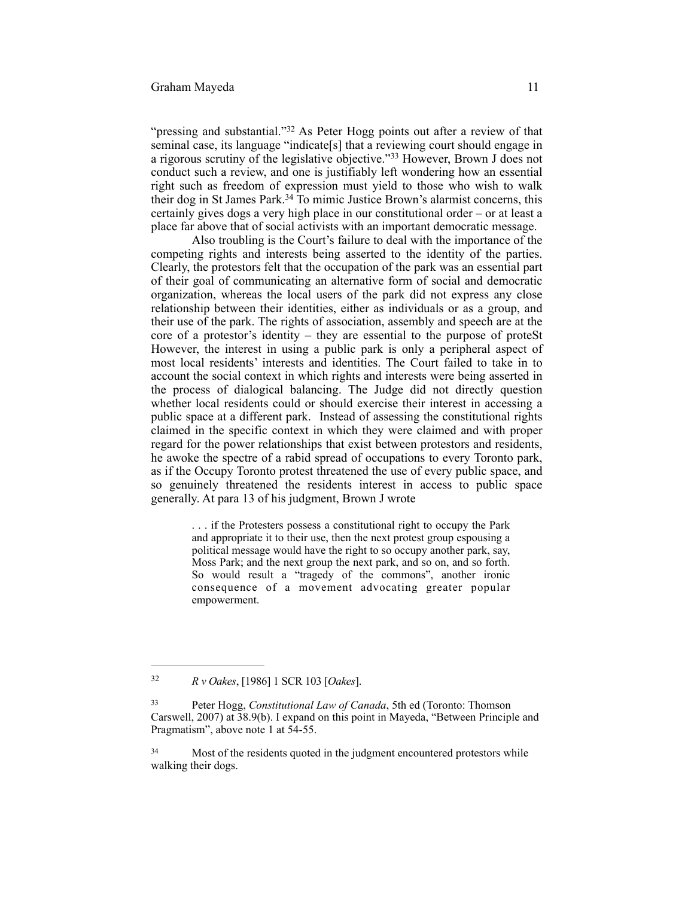"pressing and substantial."[32] As Peter Hogg points out after a review of that seminal case, its language "indicate[s] that a reviewing court should engage in a rigorous scrutiny of the legislative objective."[33] However, Brown J does not conduct such a review, and one is justifiably left wondering how an essential right such as freedom of expression must yield to those who wish to walk their dog in St James Park.[34] To mimic Justice Brown's alarmist concerns, this certainly gives dogs a very high place in our constitutional order – or at least a place far above that of social activists with an important democratic message.

Also troubling is the Court's failure to deal with the importance of the competing rights and interests being asserted to the identity of the parties. Clearly, the protestors felt that the occupation of the park was an essential part of their goal of communicating an alternative form of social and democratic organization, whereas the local users of the park did not express any close relationship between their identities, either as individuals or as a group, and their use of the park. The rights of association, assembly and speech are at the core of a protestor's identity – they are essential to the purpose of proteSt However, the interest in using a public park is only a peripheral aspect of most local residents' interests and identities. The Court failed to take in to account the social context in which rights and interests were being asserted in the process of dialogical balancing. The Judge did not directly question whether local residents could or should exercise their interest in accessing a public space at a different park. Instead of assessing the constitutional rights claimed in the specific context in which they were claimed and with proper regard for the power relationships that exist between protestors and residents, he awoke the spectre of a rabid spread of occupations to every Toronto park, as if the Occupy Toronto protest threatened the use of every public space, and so genuinely threatened the residents interest in access to public space generally. At para 13 of his judgment, Brown J wrote

> . . . if the Protesters possess a constitutional right to occupy the Park and appropriate it to their use, then the next protest group espousing a political message would have the right to so occupy another park, say, Moss Park; and the next group the next park, and so on, and so forth. So would result a "tragedy of the commons", another ironic consequence of a movement advocating greater popular empowerment.

---

[32] *R v Oakes*, [1986] 1 SCR 103 [*Oakes*].

[33] Peter Hogg, *Constitutional Law of Canada*, 5th ed (Toronto: Thomson Carswell, 2007) at 38.9(b). I expand on this point in Mayeda, "Between Principle and Pragmatism", above note 1 at 54-55.

[34] Most of the residents quoted in the judgment encountered protestors while walking their dogs.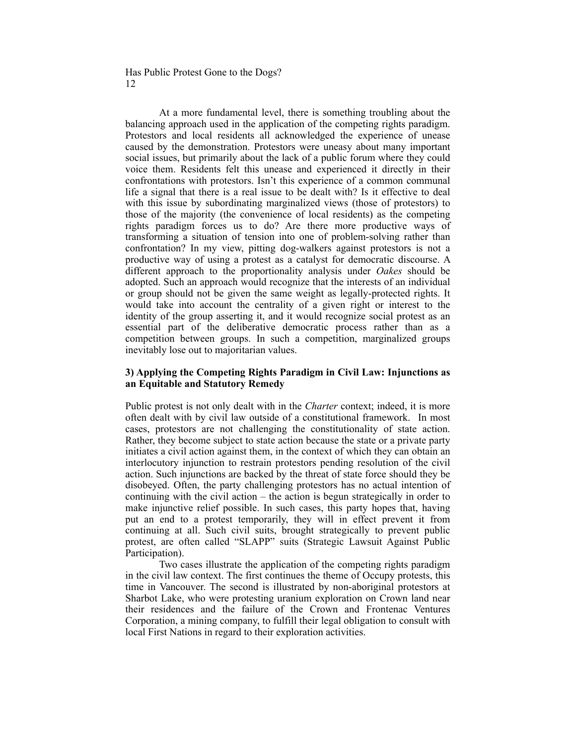At a more fundamental level, there is something troubling about the balancing approach used in the application of the competing rights paradigm. Protestors and local residents all acknowledged the experience of unease caused by the demonstration. Protestors were uneasy about many important social issues, but primarily about the lack of a public forum where they could voice them. Residents felt this unease and experienced it directly in their confrontations with protestors. Isn't this experience of a common communal life a signal that there is a real issue to be dealt with? Is it effective to deal with this issue by subordinating marginalized views (those of protestors) to those of the majority (the convenience of local residents) as the competing rights paradigm forces us to do? Are there more productive ways of transforming a situation of tension into one of problem-solving rather than confrontation? In my view, pitting dog-walkers against protestors is not a productive way of using a protest as a catalyst for democratic discourse. A different approach to the proportionality analysis under *Oakes* should be adopted. Such an approach would recognize that the interests of an individual or group should not be given the same weight as legally-protected rights. It would take into account the centrality of a given right or interest to the identity of the group asserting it, and it would recognize social protest as an essential part of the deliberative democratic process rather than as a competition between groups. In such a competition, marginalized groups inevitably lose out to majoritarian values.

### 3) Applying the Competing Rights Paradigm in Civil Law: Injunctions as an Equitable and Statutory Remedy

Public protest is not only dealt with in the *Charter* context; indeed, it is more often dealt with by civil law outside of a constitutional framework. In most cases, protestors are not challenging the constitutionality of state action. Rather, they become subject to state action because the state or a private party initiates a civil action against them, in the context of which they can obtain an interlocutory injunction to restrain protestors pending resolution of the civil action. Such injunctions are backed by the threat of state force should they be disobeyed. Often, the party challenging protestors has no actual intention of continuing with the civil action – the action is begun strategically in order to make injunctive relief possible. In such cases, this party hopes that, having put an end to a protest temporarily, they will in effect prevent it from continuing at all. Such civil suits, brought strategically to prevent public protest, are often called "SLAPP" suits (Strategic Lawsuit Against Public Participation).

Two cases illustrate the application of the competing rights paradigm in the civil law context. The first continues the theme of Occupy protests, this time in Vancouver. The second is illustrated by non-aboriginal protestors at Sharbot Lake, who were protesting uranium exploration on Crown land near their residences and the failure of the Crown and Frontenac Ventures Corporation, a mining company, to fulfill their legal obligation to consult with local First Nations in regard to their exploration activities.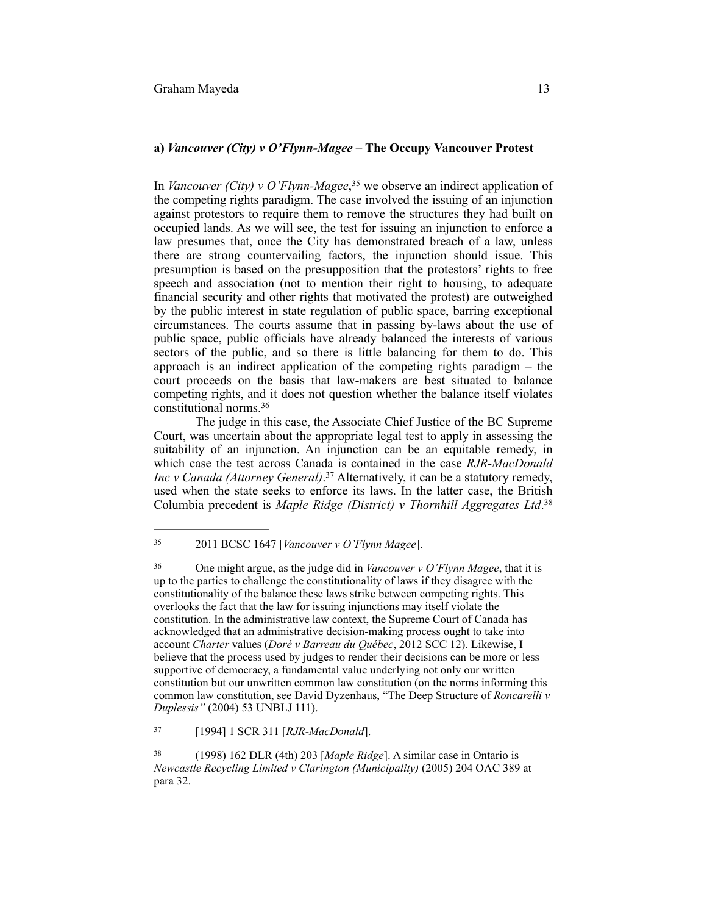### a) *Vancouver (City) v O'Flynn-Magee* – The Occupy Vancouver Protest

In *Vancouver (City) v O'Flynn-Magee*,[35] we observe an indirect application of the competing rights paradigm. The case involved the issuing of an injunction against protestors to require them to remove the structures they had built on occupied lands. As we will see, the test for issuing an injunction to enforce a law presumes that, once the City has demonstrated breach of a law, unless there are strong countervailing factors, the injunction should issue. This presumption is based on the presupposition that the protestors' rights to free speech and association (not to mention their right to housing, to adequate financial security and other rights that motivated the protest) are outweighed by the public interest in state regulation of public space, barring exceptional circumstances. The courts assume that in passing by-laws about the use of public space, public officials have already balanced the interests of various sectors of the public, and so there is little balancing for them to do. This approach is an indirect application of the competing rights paradigm – the court proceeds on the basis that law-makers are best situated to balance competing rights, and it does not question whether the balance itself violates constitutional norms.[36]

The judge in this case, the Associate Chief Justice of the BC Supreme Court, was uncertain about the appropriate legal test to apply in assessing the suitability of an injunction. An injunction can be an equitable remedy, in which case the test across Canada is contained in the case *RJR-MacDonald Inc v Canada (Attorney General)*.[37] Alternatively, it can be a statutory remedy, used when the state seeks to enforce its laws. In the latter case, the British Columbia precedent is *Maple Ridge (District) v Thornhill Aggregates Ltd*.[38]

---

[35] 2011 BCSC 1647 [*Vancouver v O'Flynn Magee*].

[36] One might argue, as the judge did in *Vancouver v O'Flynn Magee*, that it is up to the parties to challenge the constitutionality of laws if they disagree with the constitutionality of the balance these laws strike between competing rights. This overlooks the fact that the law for issuing injunctions may itself violate the constitution. In the administrative law context, the Supreme Court of Canada has acknowledged that an administrative decision-making process ought to take into account *Charter* values (*Doré v Barreau du Québec*, 2012 SCC 12). Likewise, I believe that the process used by judges to render their decisions can be more or less supportive of democracy, a fundamental value underlying not only our written constitution but our unwritten common law constitution (on the norms informing this common law constitution, see David Dyzenhaus, "The Deep Structure of *Roncarelli v Duplessis"* (2004) 53 UNBLJ 111).

[37] [1994] 1 SCR 311 [*RJR-MacDonald*].

[38] (1998) 162 DLR (4th) 203 [*Maple Ridge*]. A similar case in Ontario is *Newcastle Recycling Limited v Clarington (Municipality)* (2005) 204 OAC 389 at para 32.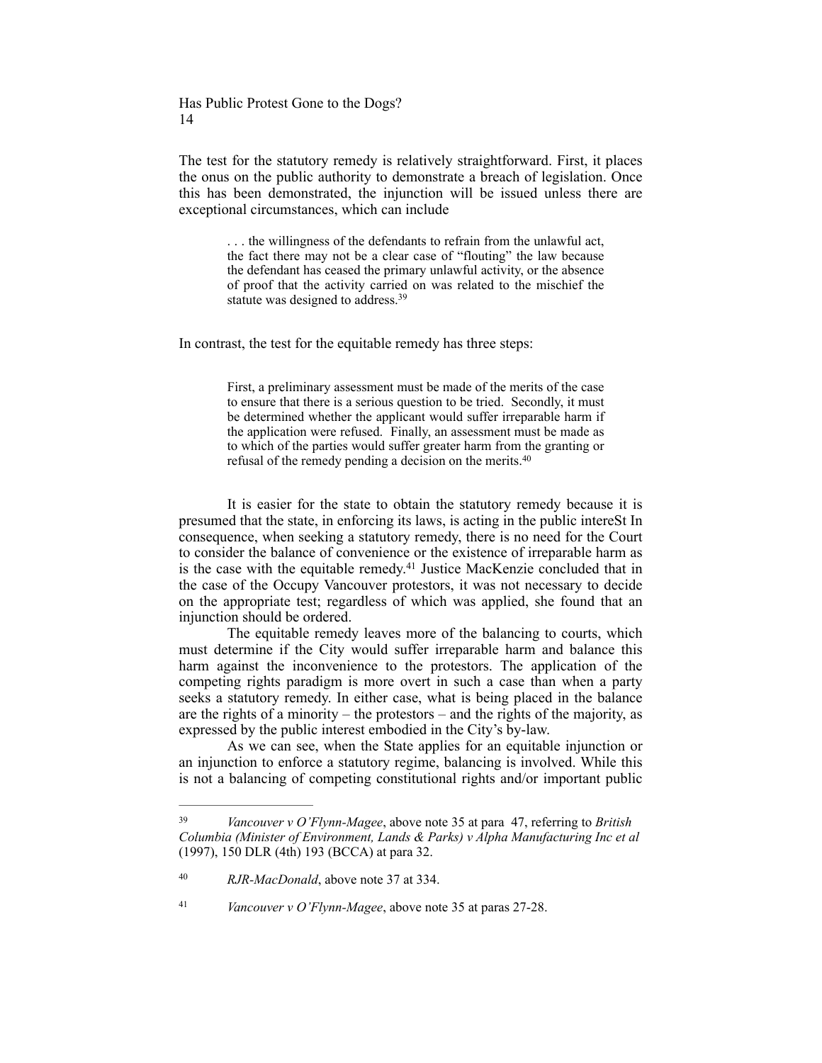The test for the statutory remedy is relatively straightforward. First, it places the onus on the public authority to demonstrate a breach of legislation. Once this has been demonstrated, the injunction will be issued unless there are exceptional circumstances, which can include

> . . . the willingness of the defendants to refrain from the unlawful act, the fact there may not be a clear case of "flouting" the law because the defendant has ceased the primary unlawful activity, or the absence of proof that the activity carried on was related to the mischief the statute was designed to address.[39]

In contrast, the test for the equitable remedy has three steps:

> First, a preliminary assessment must be made of the merits of the case to ensure that there is a serious question to be tried. Secondly, it must be determined whether the applicant would suffer irreparable harm if the application were refused. Finally, an assessment must be made as to which of the parties would suffer greater harm from the granting or refusal of the remedy pending a decision on the merits.[40]

It is easier for the state to obtain the statutory remedy because it is presumed that the state, in enforcing its laws, is acting in the public intereSt In consequence, when seeking a statutory remedy, there is no need for the Court to consider the balance of convenience or the existence of irreparable harm as is the case with the equitable remedy.[41] Justice MacKenzie concluded that in the case of the Occupy Vancouver protestors, it was not necessary to decide on the appropriate test; regardless of which was applied, she found that an injunction should be ordered.

The equitable remedy leaves more of the balancing to courts, which must determine if the City would suffer irreparable harm and balance this harm against the inconvenience to the protestors. The application of the competing rights paradigm is more overt in such a case than when a party seeks a statutory remedy. In either case, what is being placed in the balance are the rights of a minority – the protestors – and the rights of the majority, as expressed by the public interest embodied in the City's by-law.

As we can see, when the State applies for an equitable injunction or an injunction to enforce a statutory regime, balancing is involved. While this is not a balancing of competing constitutional rights and/or important public

---

[39] *Vancouver v O'Flynn-Magee*, above note 35 at para 47, referring to *British Columbia (Minister of Environment, Lands & Parks) v Alpha Manufacturing Inc et al* (1997), 150 DLR (4th) 193 (BCCA) at para 32.

[40] *RJR-MacDonald*, above note 37 at 334.

[41] *Vancouver v O'Flynn-Magee*, above note 35 at paras 27-28.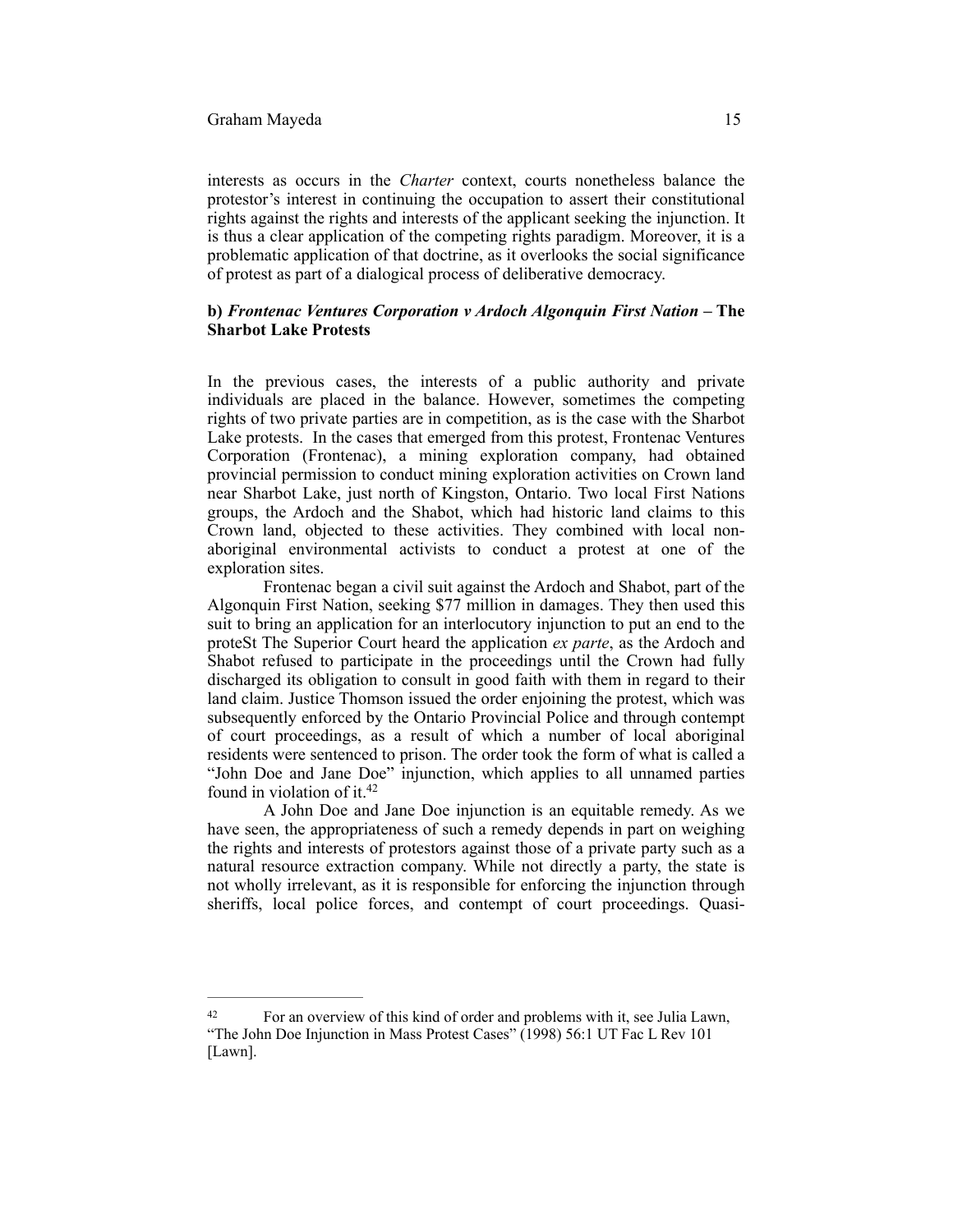interests as occurs in the *Charter* context, courts nonetheless balance the protestor's interest in continuing the occupation to assert their constitutional rights against the rights and interests of the applicant seeking the injunction. It is thus a clear application of the competing rights paradigm. Moreover, it is a problematic application of that doctrine, as it overlooks the social significance of protest as part of a dialogical process of deliberative democracy.

### b) *Frontenac Ventures Corporation v Ardoch Algonquin First Nation* – The Sharbot Lake Protests

In the previous cases, the interests of a public authority and private individuals are placed in the balance. However, sometimes the competing rights of two private parties are in competition, as is the case with the Sharbot Lake protests. In the cases that emerged from this protest, Frontenac Ventures Corporation (Frontenac), a mining exploration company, had obtained provincial permission to conduct mining exploration activities on Crown land near Sharbot Lake, just north of Kingston, Ontario. Two local First Nations groups, the Ardoch and the Shabot, which had historic land claims to this Crown land, objected to these activities. They combined with local non-aboriginal environmental activists to conduct a protest at one of the exploration sites.

Frontenac began a civil suit against the Ardoch and Shabot, part of the Algonquin First Nation, seeking $77 million in damages. They then used this suit to bring an application for an interlocutory injunction to put an end to the proteSt The Superior Court heard the application *ex parte*, as the Ardoch and Shabot refused to participate in the proceedings until the Crown had fully discharged its obligation to consult in good faith with them in regard to their land claim. Justice Thomson issued the order enjoining the protest, which was subsequently enforced by the Ontario Provincial Police and through contempt of court proceedings, as a result of which a number of local aboriginal residents were sentenced to prison. The order took the form of what is called a "John Doe and Jane Doe" injunction, which applies to all unnamed parties found in violation of it.[42]

A John Doe and Jane Doe injunction is an equitable remedy. As we have seen, the appropriateness of such a remedy depends in part on weighing the rights and interests of protestors against those of a private party such as a natural resource extraction company. While not directly a party, the state is not wholly irrelevant, as it is responsible for enforcing the injunction through sheriffs, local police forces, and contempt of court proceedings. Quasi-

---

[42] For an overview of this kind of order and problems with it, see Julia Lawn, "The John Doe Injunction in Mass Protest Cases" (1998) 56:1 UT Fac L Rev 101 [Lawn].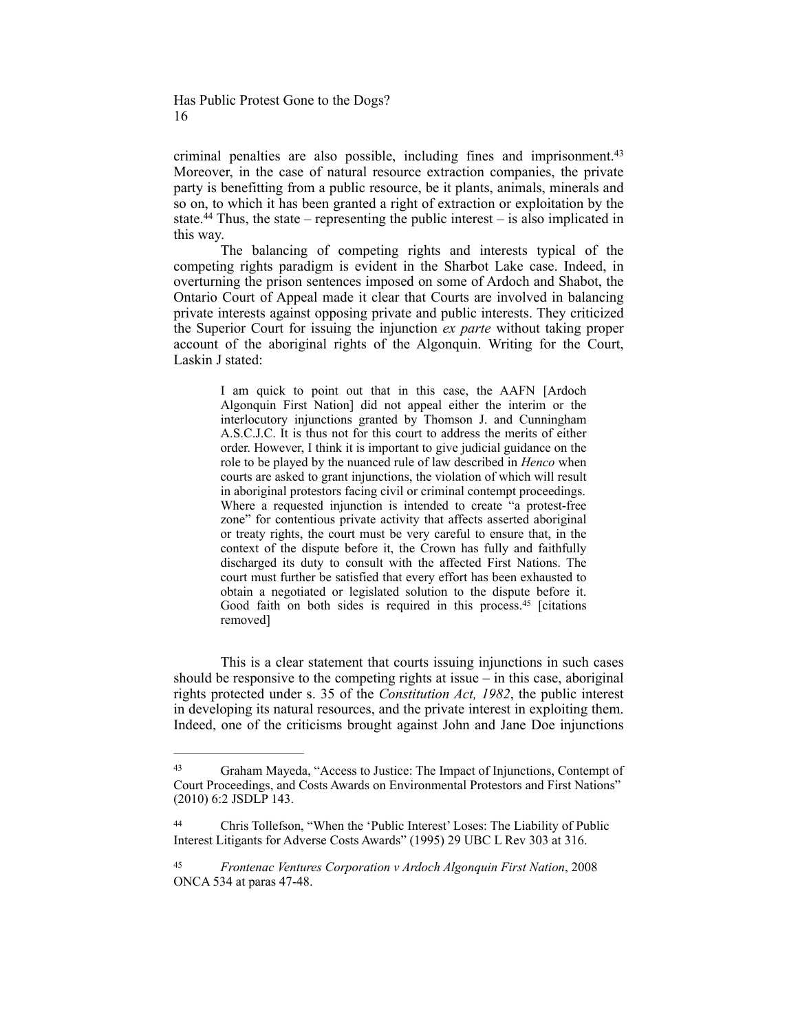criminal penalties are also possible, including fines and imprisonment.[43] Moreover, in the case of natural resource extraction companies, the private party is benefitting from a public resource, be it plants, animals, minerals and so on, to which it has been granted a right of extraction or exploitation by the state.[44] Thus, the state – representing the public interest – is also implicated in this way.

The balancing of competing rights and interests typical of the competing rights paradigm is evident in the Sharbot Lake case. Indeed, in overturning the prison sentences imposed on some of Ardoch and Shabot, the Ontario Court of Appeal made it clear that Courts are involved in balancing private interests against opposing private and public interests. They criticized the Superior Court for issuing the injunction *ex parte* without taking proper account of the aboriginal rights of the Algonquin. Writing for the Court, Laskin J stated:

> I am quick to point out that in this case, the AAFN [Ardoch Algonquin First Nation] did not appeal either the interim or the interlocutory injunctions granted by Thomson J. and Cunningham A.S.C.J.C. It is thus not for this court to address the merits of either order. However, I think it is important to give judicial guidance on the role to be played by the nuanced rule of law described in *Henco* when courts are asked to grant injunctions, the violation of which will result in aboriginal protestors facing civil or criminal contempt proceedings. Where a requested injunction is intended to create "a protest-free zone" for contentious private activity that affects asserted aboriginal or treaty rights, the court must be very careful to ensure that, in the context of the dispute before it, the Crown has fully and faithfully discharged its duty to consult with the affected First Nations. The court must further be satisfied that every effort has been exhausted to obtain a negotiated or legislated solution to the dispute before it. Good faith on both sides is required in this process.[45] [citations removed]

This is a clear statement that courts issuing injunctions in such cases should be responsive to the competing rights at issue – in this case, aboriginal rights protected under s. 35 of the *Constitution Act, 1982*, the public interest in developing its natural resources, and the private interest in exploiting them. Indeed, one of the criticisms brought against John and Jane Doe injunctions

---

[43] Graham Mayeda, "Access to Justice: The Impact of Injunctions, Contempt of Court Proceedings, and Costs Awards on Environmental Protestors and First Nations" (2010) 6:2 JSDLP 143.

[44] Chris Tollefson, "When the 'Public Interest' Loses: The Liability of Public Interest Litigants for Adverse Costs Awards" (1995) 29 UBC L Rev 303 at 316.

[45] *Frontenac Ventures Corporation v Ardoch Algonquin First Nation*, 2008 ONCA 534 at paras 47-48.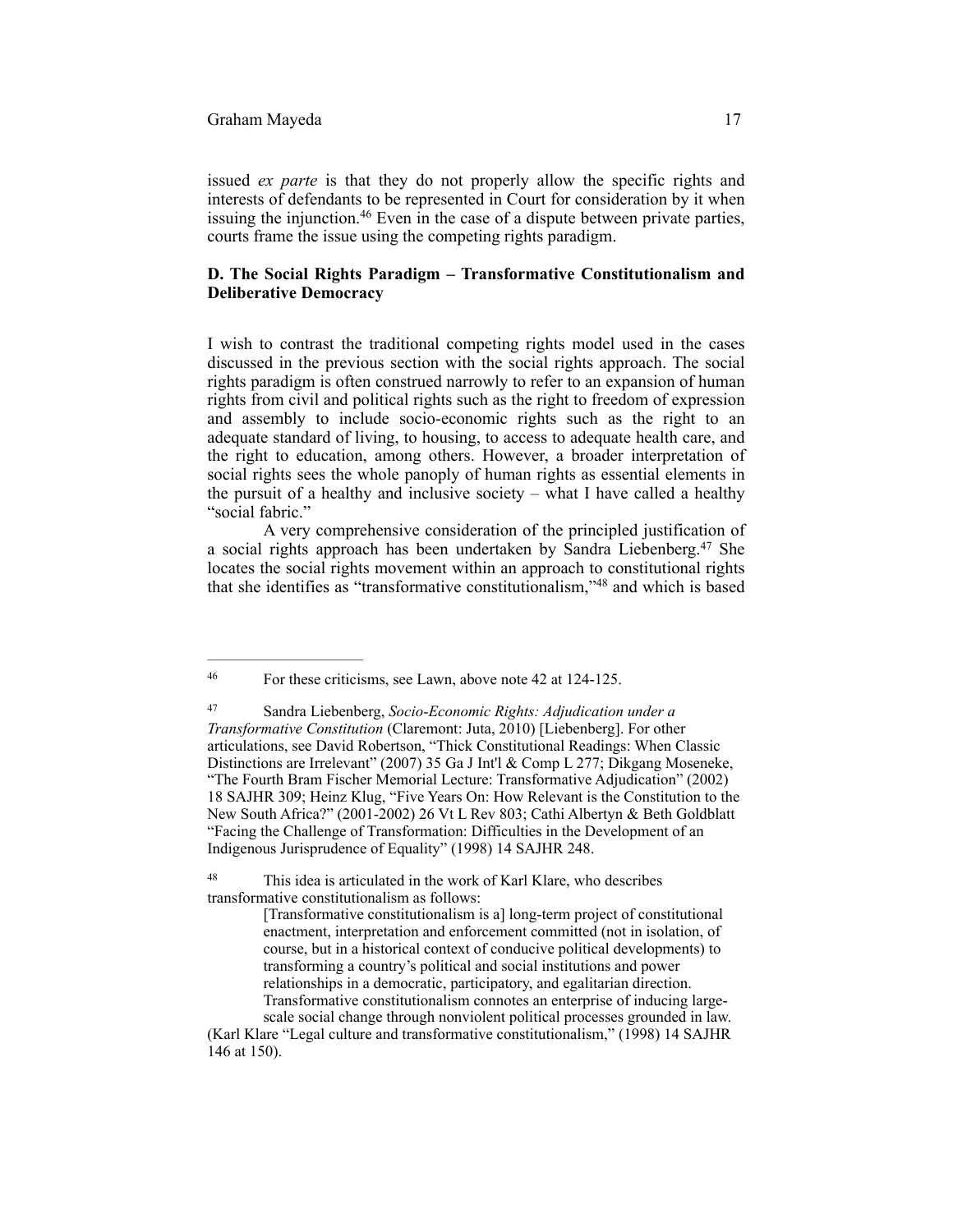issued *ex parte* is that they do not properly allow the specific rights and interests of defendants to be represented in Court for consideration by it when issuing the injunction.[46] Even in the case of a dispute between private parties, courts frame the issue using the competing rights paradigm.

### D. The Social Rights Paradigm – Transformative Constitutionalism and Deliberative Democracy

I wish to contrast the traditional competing rights model used in the cases discussed in the previous section with the social rights approach. The social rights paradigm is often construed narrowly to refer to an expansion of human rights from civil and political rights such as the right to freedom of expression and assembly to include socio-economic rights such as the right to an adequate standard of living, to housing, to access to adequate health care, and the right to education, among others. However, a broader interpretation of social rights sees the whole panoply of human rights as essential elements in the pursuit of a healthy and inclusive society – what I have called a healthy "social fabric."

A very comprehensive consideration of the principled justification of a social rights approach has been undertaken by Sandra Liebenberg.[47] She locates the social rights movement within an approach to constitutional rights that she identifies as "transformative constitutionalism,"[48] and which is based

---

[46] For these criticisms, see Lawn, above note 42 at 124-125.

[47] Sandra Liebenberg, *Socio-Economic Rights: Adjudication under a Transformative Constitution* (Claremont: Juta, 2010) [Liebenberg]. For other articulations, see David Robertson, "Thick Constitutional Readings: When Classic Distinctions are Irrelevant" (2007) 35 Ga J Int'l & Comp L 277; Dikgang Moseneke, "The Fourth Bram Fischer Memorial Lecture: Transformative Adjudication" (2002) 18 SAJHR 309; Heinz Klug, "Five Years On: How Relevant is the Constitution to the New South Africa?" (2001-2002) 26 Vt L Rev 803; Cathi Albertyn & Beth Goldblatt "Facing the Challenge of Transformation: Difficulties in the Development of an Indigenous Jurisprudence of Equality" (1998) 14 SAJHR 248.

[48] This idea is articulated in the work of Karl Klare, who describes transformative constitutionalism as follows:

> [Transformative constitutionalism is a] long-term project of constitutional enactment, interpretation and enforcement committed (not in isolation, of course, but in a historical context of conducive political developments) to transforming a country's political and social institutions and power relationships in a democratic, participatory, and egalitarian direction. Transformative constitutionalism connotes an enterprise of inducing large-scale social change through nonviolent political processes grounded in law.

(Karl Klare "Legal culture and transformative constitutionalism," (1998) 14 SAJHR 146 at 150).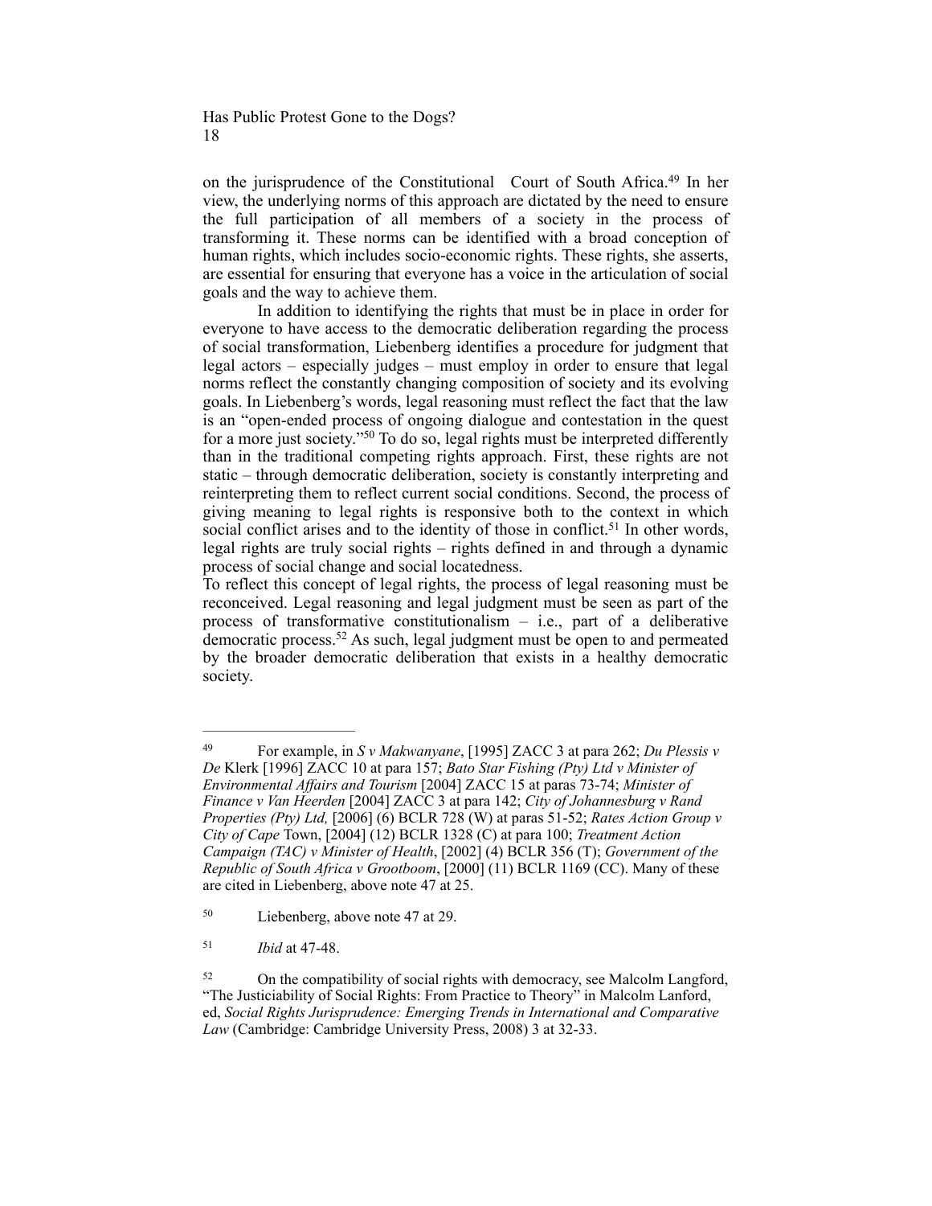on the jurisprudence of the Constitutional Court of South Africa.[49] In her view, the underlying norms of this approach are dictated by the need to ensure the full participation of all members of a society in the process of transforming it. These norms can be identified with a broad conception of human rights, which includes socio-economic rights. These rights, she asserts, are essential for ensuring that everyone has a voice in the articulation of social goals and the way to achieve them.

In addition to identifying the rights that must be in place in order for everyone to have access to the democratic deliberation regarding the process of social transformation, Liebenberg identifies a procedure for judgment that legal actors – especially judges – must employ in order to ensure that legal norms reflect the constantly changing composition of society and its evolving goals. In Liebenberg's words, legal reasoning must reflect the fact that the law is an "open-ended process of ongoing dialogue and contestation in the quest for a more just society."[50] To do so, legal rights must be interpreted differently than in the traditional competing rights approach. First, these rights are not static – through democratic deliberation, society is constantly interpreting and reinterpreting them to reflect current social conditions. Second, the process of giving meaning to legal rights is responsive both to the context in which social conflict arises and to the identity of those in conflict.[51] In other words, legal rights are truly social rights – rights defined in and through a dynamic process of social change and social locatedness.

To reflect this concept of legal rights, the process of legal reasoning must be reconceived. Legal reasoning and legal judgment must be seen as part of the process of transformative constitutionalism – i.e., part of a deliberative democratic process.[52] As such, legal judgment must be open to and permeated by the broader democratic deliberation that exists in a healthy democratic society.

---

[49] For example, in *S v Makwanyane*, [1995] ZACC 3 at para 262; *Du Plessis v De* Klerk [1996] ZACC 10 at para 157; *Bato Star Fishing (Pty) Ltd v Minister of Environmental Affairs and Tourism* [2004] ZACC 15 at paras 73-74; *Minister of Finance v Van Heerden* [2004] ZACC 3 at para 142; *City of Johannesburg v Rand Properties (Pty) Ltd,* [2006] (6) BCLR 728 (W) at paras 51-52; *Rates Action Group v City of Cape* Town, [2004] (12) BCLR 1328 (C) at para 100; *Treatment Action Campaign (TAC) v Minister of Health*, [2002] (4) BCLR 356 (T); *Government of the Republic of South Africa v Grootboom*, [2000] (11) BCLR 1169 (CC). Many of these are cited in Liebenberg, above note 47 at 25.

[50] Liebenberg, above note 47 at 29.

[51] *Ibid* at 47-48.

[52] On the compatibility of social rights with democracy, see Malcolm Langford, "The Justiciability of Social Rights: From Practice to Theory" in Malcolm Lanford, ed, *Social Rights Jurisprudence: Emerging Trends in International and Comparative Law* (Cambridge: Cambridge University Press, 2008) 3 at 32-33.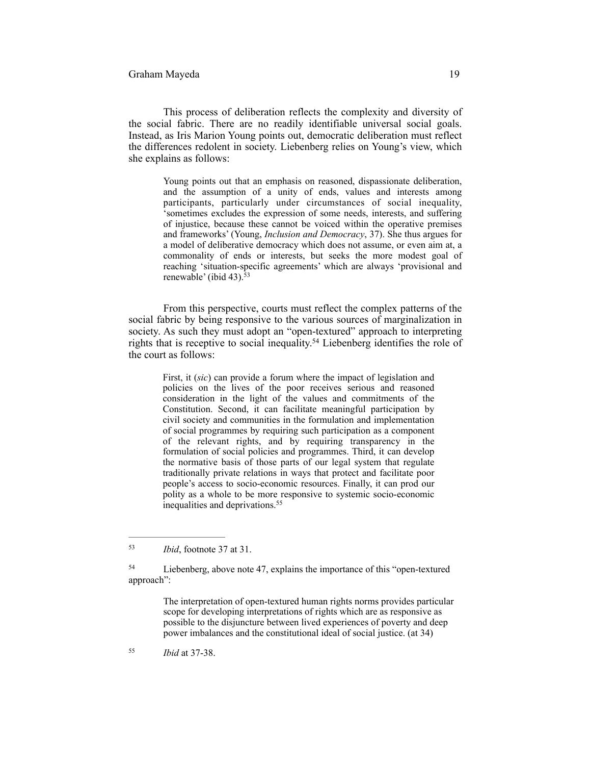This process of deliberation reflects the complexity and diversity of the social fabric. There are no readily identifiable universal social goals. Instead, as Iris Marion Young points out, democratic deliberation must reflect the differences redolent in society. Liebenberg relies on Young's view, which she explains as follows:

> Young points out that an emphasis on reasoned, dispassionate deliberation, and the assumption of a unity of ends, values and interests among participants, particularly under circumstances of social inequality, 'sometimes excludes the expression of some needs, interests, and suffering of injustice, because these cannot be voiced within the operative premises and frameworks' (Young, *Inclusion and Democracy*, 37). She thus argues for a model of deliberative democracy which does not assume, or even aim at, a commonality of ends or interests, but seeks the more modest goal of reaching 'situation-specific agreements' which are always 'provisional and renewable' (ibid 43).[53]

From this perspective, courts must reflect the complex patterns of the social fabric by being responsive to the various sources of marginalization in society. As such they must adopt an "open-textured" approach to interpreting rights that is receptive to social inequality.[54] Liebenberg identifies the role of the court as follows:

> First, it (*sic*) can provide a forum where the impact of legislation and policies on the lives of the poor receives serious and reasoned consideration in the light of the values and commitments of the Constitution. Second, it can facilitate meaningful participation by civil society and communities in the formulation and implementation of social programmes by requiring such participation as a component of the relevant rights, and by requiring transparency in the formulation of social policies and programmes. Third, it can develop the normative basis of those parts of our legal system that regulate traditionally private relations in ways that protect and facilitate poor people's access to socio-economic resources. Finally, it can prod our polity as a whole to be more responsive to systemic socio-economic inequalities and deprivations.[55]

---

[53] *Ibid*, footnote 37 at 31.

[54] Liebenberg, above note 47, explains the importance of this "open-textured approach":

> The interpretation of open-textured human rights norms provides particular scope for developing interpretations of rights which are as responsive as possible to the disjuncture between lived experiences of poverty and deep power imbalances and the constitutional ideal of social justice. (at 34)

[55] *Ibid* at 37-38.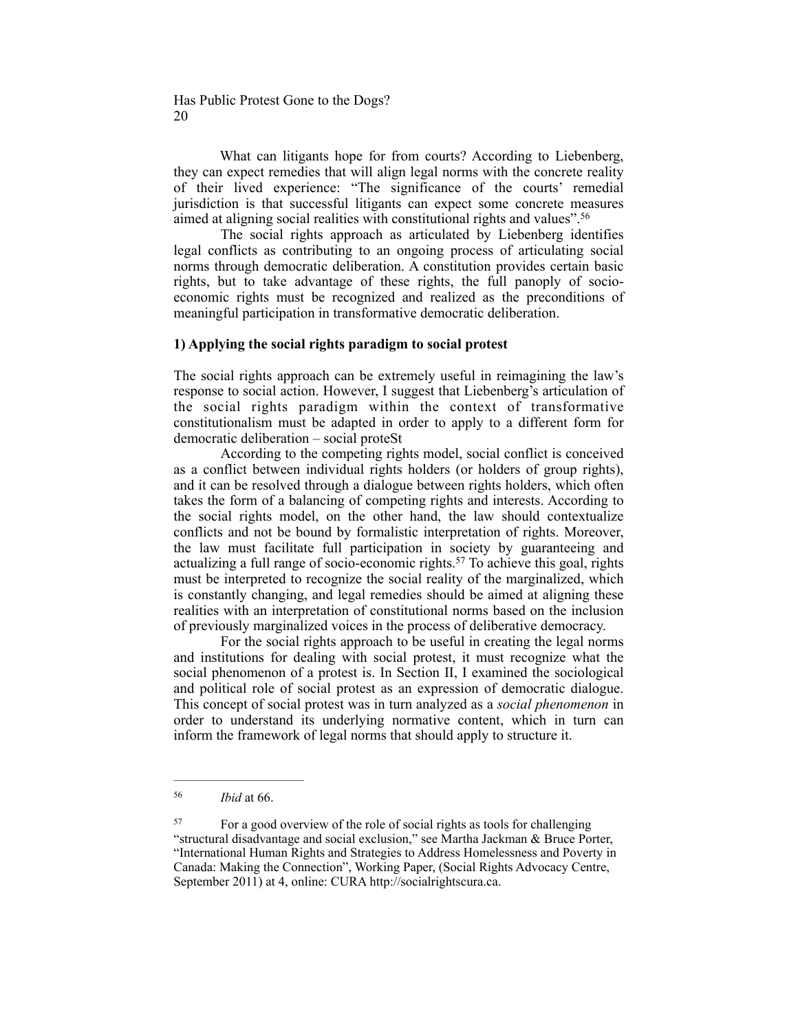What can litigants hope for from courts? According to Liebenberg, they can expect remedies that will align legal norms with the concrete reality of their lived experience: "The significance of the courts' remedial jurisdiction is that successful litigants can expect some concrete measures aimed at aligning social realities with constitutional rights and values".[56]

The social rights approach as articulated by Liebenberg identifies legal conflicts as contributing to an ongoing process of articulating social norms through democratic deliberation. A constitution provides certain basic rights, but to take advantage of these rights, the full panoply of socio-economic rights must be recognized and realized as the preconditions of meaningful participation in transformative democratic deliberation.

### 1) Applying the social rights paradigm to social protest

The social rights approach can be extremely useful in reimagining the law's response to social action. However, I suggest that Liebenberg's articulation of the social rights paradigm within the context of transformative constitutionalism must be adapted in order to apply to a different form for democratic deliberation – social proteSt

According to the competing rights model, social conflict is conceived as a conflict between individual rights holders (or holders of group rights), and it can be resolved through a dialogue between rights holders, which often takes the form of a balancing of competing rights and interests. According to the social rights model, on the other hand, the law should contextualize conflicts and not be bound by formalistic interpretation of rights. Moreover, the law must facilitate full participation in society by guaranteeing and actualizing a full range of socio-economic rights.[57] To achieve this goal, rights must be interpreted to recognize the social reality of the marginalized, which is constantly changing, and legal remedies should be aimed at aligning these realities with an interpretation of constitutional norms based on the inclusion of previously marginalized voices in the process of deliberative democracy.

For the social rights approach to be useful in creating the legal norms and institutions for dealing with social protest, it must recognize what the social phenomenon of a protest is. In Section II, I examined the sociological and political role of social protest as an expression of democratic dialogue. This concept of social protest was in turn analyzed as a *social phenomenon* in order to understand its underlying normative content, which in turn can inform the framework of legal norms that should apply to structure it.

---

[56] *Ibid* at 66.

[57] For a good overview of the role of social rights as tools for challenging "structural disadvantage and social exclusion," see Martha Jackman & Bruce Porter, "International Human Rights and Strategies to Address Homelessness and Poverty in Canada: Making the Connection", Working Paper, (Social Rights Advocacy Centre, September 2011) at 4, online: CURA http://socialrightscura.ca.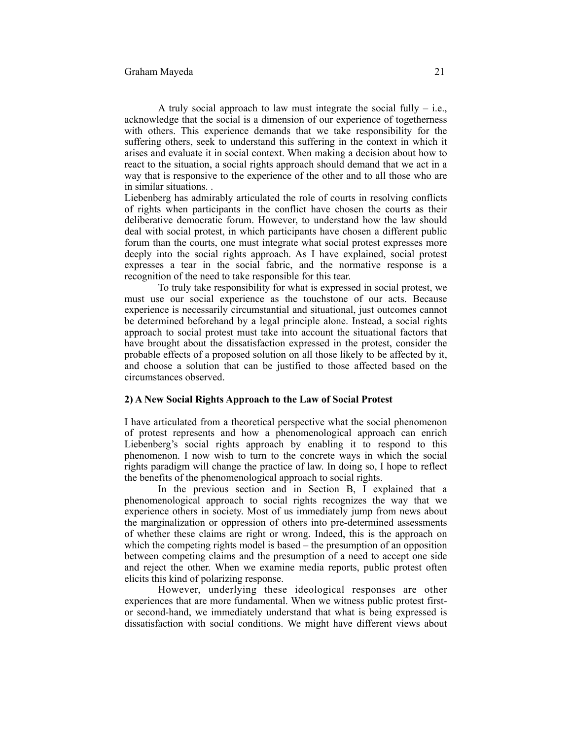A truly social approach to law must integrate the social fully – i.e., acknowledge that the social is a dimension of our experience of togetherness with others. This experience demands that we take responsibility for the suffering others, seek to understand this suffering in the context in which it arises and evaluate it in social context. When making a decision about how to react to the situation, a social rights approach should demand that we act in a way that is responsive to the experience of the other and to all those who are in similar situations. .

Liebenberg has admirably articulated the role of courts in resolving conflicts of rights when participants in the conflict have chosen the courts as their deliberative democratic forum. However, to understand how the law should deal with social protest, in which participants have chosen a different public forum than the courts, one must integrate what social protest expresses more deeply into the social rights approach. As I have explained, social protest expresses a tear in the social fabric, and the normative response is a recognition of the need to take responsible for this tear.

To truly take responsibility for what is expressed in social protest, we must use our social experience as the touchstone of our acts. Because experience is necessarily circumstantial and situational, just outcomes cannot be determined beforehand by a legal principle alone. Instead, a social rights approach to social protest must take into account the situational factors that have brought about the dissatisfaction expressed in the protest, consider the probable effects of a proposed solution on all those likely to be affected by it, and choose a solution that can be justified to those affected based on the circumstances observed.

**2) A New Social Rights Approach to the Law of Social Protest**

I have articulated from a theoretical perspective what the social phenomenon of protest represents and how a phenomenological approach can enrich Liebenberg's social rights approach by enabling it to respond to this phenomenon. I now wish to turn to the concrete ways in which the social rights paradigm will change the practice of law. In doing so, I hope to reflect the benefits of the phenomenological approach to social rights.

In the previous section and in Section B, I explained that a phenomenological approach to social rights recognizes the way that we experience others in society. Most of us immediately jump from news about the marginalization or oppression of others into pre-determined assessments of whether these claims are right or wrong. Indeed, this is the approach on which the competing rights model is based – the presumption of an opposition between competing claims and the presumption of a need to accept one side and reject the other. When we examine media reports, public protest often elicits this kind of polarizing response.

However, underlying these ideological responses are other experiences that are more fundamental. When we witness public protest first- or second-hand, we immediately understand that what is being expressed is dissatisfaction with social conditions. We might have different views about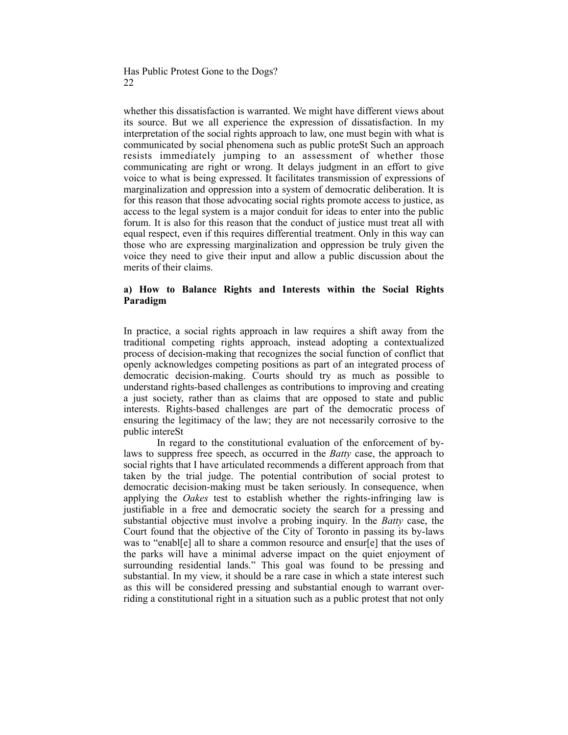whether this dissatisfaction is warranted. We might have different views about its source. But we all experience the expression of dissatisfaction. In my interpretation of the social rights approach to law, one must begin with what is communicated by social phenomena such as public proteSt Such an approach resists immediately jumping to an assessment of whether those communicating are right or wrong. It delays judgment in an effort to give voice to what is being expressed. It facilitates transmission of expressions of marginalization and oppression into a system of democratic deliberation. It is for this reason that those advocating social rights promote access to justice, as access to the legal system is a major conduit for ideas to enter into the public forum. It is also for this reason that the conduct of justice must treat all with equal respect, even if this requires differential treatment. Only in this way can those who are expressing marginalization and oppression be truly given the voice they need to give their input and allow a public discussion about the merits of their claims.

### a) How to Balance Rights and Interests within the Social Rights Paradigm

In practice, a social rights approach in law requires a shift away from the traditional competing rights approach, instead adopting a contextualized process of decision-making that recognizes the social function of conflict that openly acknowledges competing positions as part of an integrated process of democratic decision-making. Courts should try as much as possible to understand rights-based challenges as contributions to improving and creating a just society, rather than as claims that are opposed to state and public interests. Rights-based challenges are part of the democratic process of ensuring the legitimacy of the law; they are not necessarily corrosive to the public intereSt

In regard to the constitutional evaluation of the enforcement of by-laws to suppress free speech, as occurred in the *Batty* case, the approach to social rights that I have articulated recommends a different approach from that taken by the trial judge. The potential contribution of social protest to democratic decision-making must be taken seriously. In consequence, when applying the *Oakes* test to establish whether the rights-infringing law is justifiable in a free and democratic society the search for a pressing and substantial objective must involve a probing inquiry. In the *Batty* case, the Court found that the objective of the City of Toronto in passing its by-laws was to "enabl[e] all to share a common resource and ensur[e] that the uses of the parks will have a minimal adverse impact on the quiet enjoyment of surrounding residential lands." This goal was found to be pressing and substantial. In my view, it should be a rare case in which a state interest such as this will be considered pressing and substantial enough to warrant over-riding a constitutional right in a situation such as a public protest that not only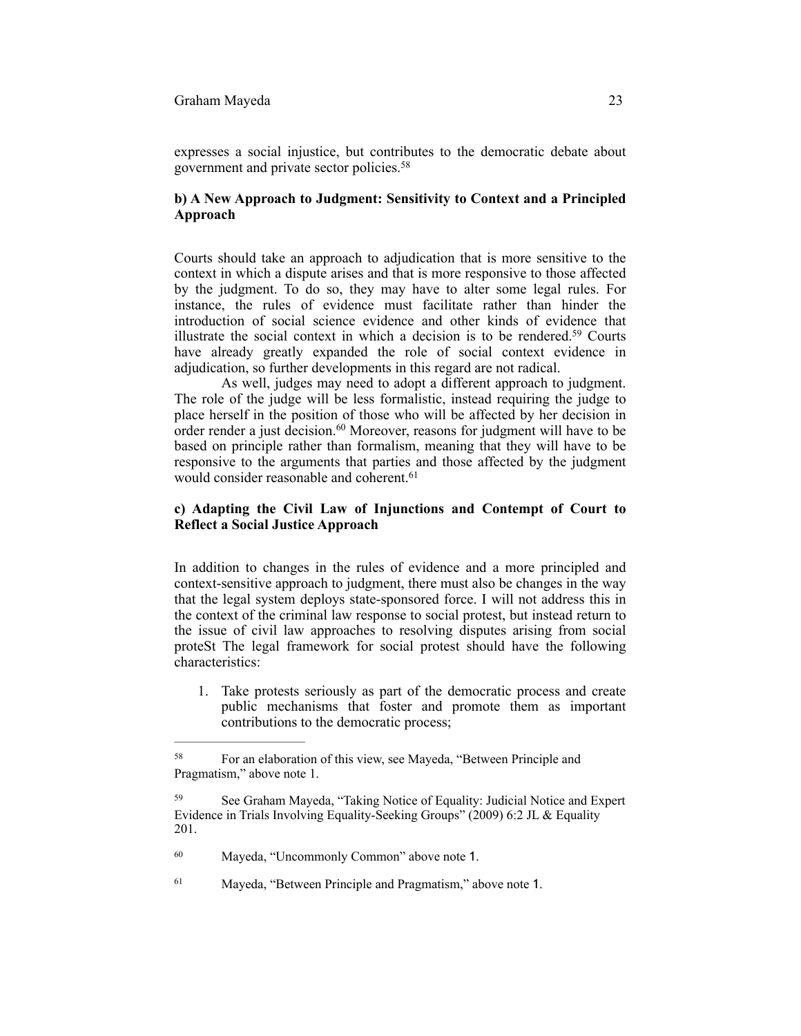expresses a social injustice, but contributes to the democratic debate about government and private sector policies.[58]

### b) A New Approach to Judgment: Sensitivity to Context and a Principled Approach

Courts should take an approach to adjudication that is more sensitive to the context in which a dispute arises and that is more responsive to those affected by the judgment. To do so, they may have to alter some legal rules. For instance, the rules of evidence must facilitate rather than hinder the introduction of social science evidence and other kinds of evidence that illustrate the social context in which a decision is to be rendered.[59] Courts have already greatly expanded the role of social context evidence in adjudication, so further developments in this regard are not radical.

As well, judges may need to adopt a different approach to judgment. The role of the judge will be less formalistic, instead requiring the judge to place herself in the position of those who will be affected by her decision in order render a just decision.[60] Moreover, reasons for judgment will have to be based on principle rather than formalism, meaning that they will have to be responsive to the arguments that parties and those affected by the judgment would consider reasonable and coherent.[61]

### c) Adapting the Civil Law of Injunctions and Contempt of Court to Reflect a Social Justice Approach

In addition to changes in the rules of evidence and a more principled and context-sensitive approach to judgment, there must also be changes in the way that the legal system deploys state-sponsored force. I will not address this in the context of the criminal law response to social protest, but instead return to the issue of civil law approaches to resolving disputes arising from social proteSt The legal framework for social protest should have the following characteristics:

1. Take protests seriously as part of the democratic process and create public mechanisms that foster and promote them as important contributions to the democratic process;

---

[58] For an elaboration of this view, see Mayeda, "Between Principle and Pragmatism," above note 1.

[59] See Graham Mayeda, "Taking Notice of Equality: Judicial Notice and Expert Evidence in Trials Involving Equality-Seeking Groups" (2009) 6:2 JL & Equality 201.

[60] Mayeda, "Uncommonly Common" above note 1.

[61] Mayeda, "Between Principle and Pragmatism," above note 1.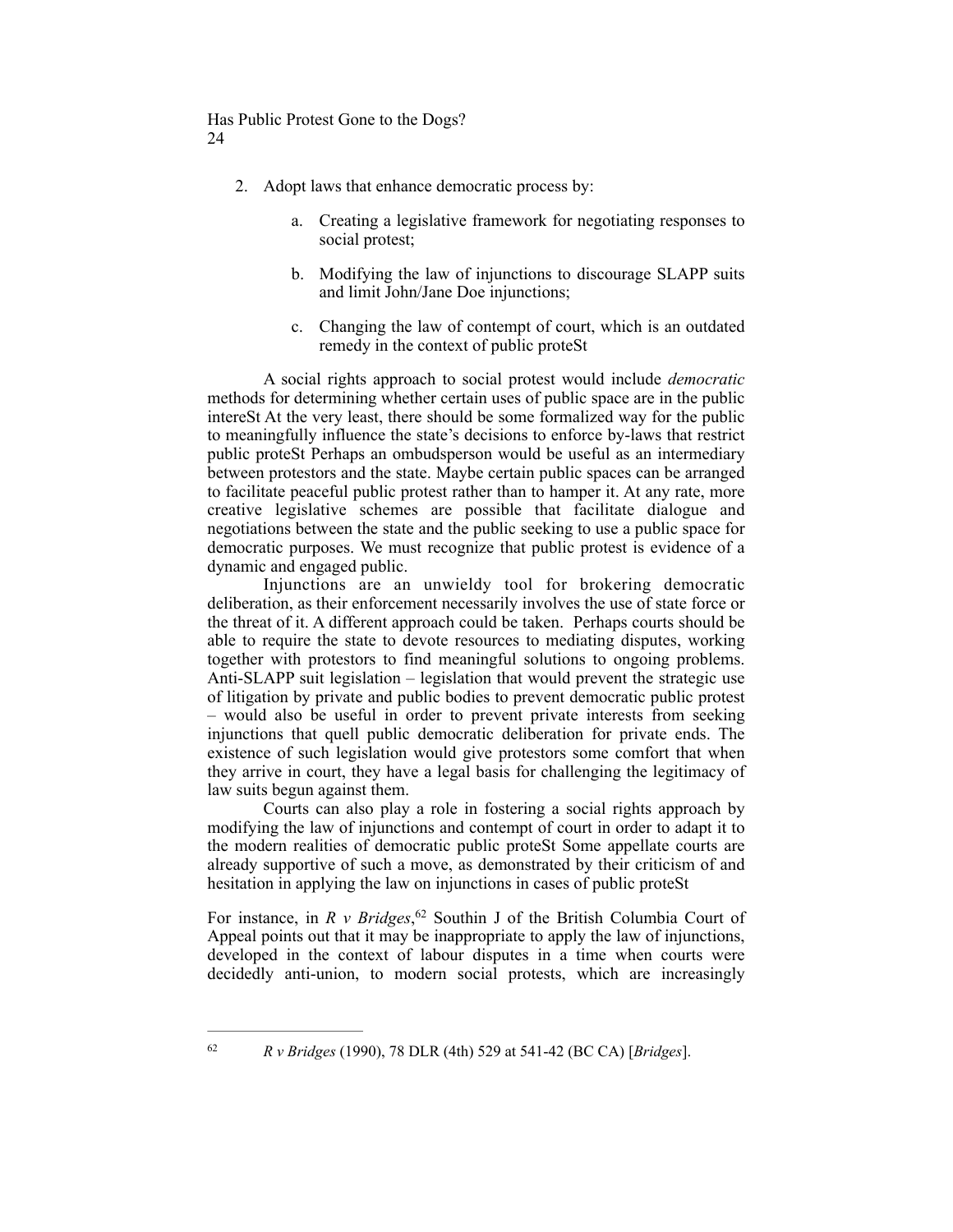2. Adopt laws that enhance democratic process by:

    a. Creating a legislative framework for negotiating responses to social protest;

    b. Modifying the law of injunctions to discourage SLAPP suits and limit John/Jane Doe injunctions;

    c. Changing the law of contempt of court, which is an outdated remedy in the context of public proteSt

A social rights approach to social protest would include *democratic* methods for determining whether certain uses of public space are in the public intereSt At the very least, there should be some formalized way for the public to meaningfully influence the state's decisions to enforce by-laws that restrict public proteSt Perhaps an ombudsperson would be useful as an intermediary between protestors and the state. Maybe certain public spaces can be arranged to facilitate peaceful public protest rather than to hamper it. At any rate, more creative legislative schemes are possible that facilitate dialogue and negotiations between the state and the public seeking to use a public space for democratic purposes. We must recognize that public protest is evidence of a dynamic and engaged public.

Injunctions are an unwieldy tool for brokering democratic deliberation, as their enforcement necessarily involves the use of state force or the threat of it. A different approach could be taken. Perhaps courts should be able to require the state to devote resources to mediating disputes, working together with protestors to find meaningful solutions to ongoing problems. Anti-SLAPP suit legislation – legislation that would prevent the strategic use of litigation by private and public bodies to prevent democratic public protest – would also be useful in order to prevent private interests from seeking injunctions that quell public democratic deliberation for private ends. The existence of such legislation would give protestors some comfort that when they arrive in court, they have a legal basis for challenging the legitimacy of law suits begun against them.

Courts can also play a role in fostering a social rights approach by modifying the law of injunctions and contempt of court in order to adapt it to the modern realities of democratic public proteSt Some appellate courts are already supportive of such a move, as demonstrated by their criticism of and hesitation in applying the law on injunctions in cases of public proteSt

For instance, in *R v Bridges*,[62] Southin J of the British Columbia Court of Appeal points out that it may be inappropriate to apply the law of injunctions, developed in the context of labour disputes in a time when courts were decidedly anti-union, to modern social protests, which are increasingly

[62] *R v Bridges* (1990), 78 DLR (4th) 529 at 541-42 (BC CA) [*Bridges*].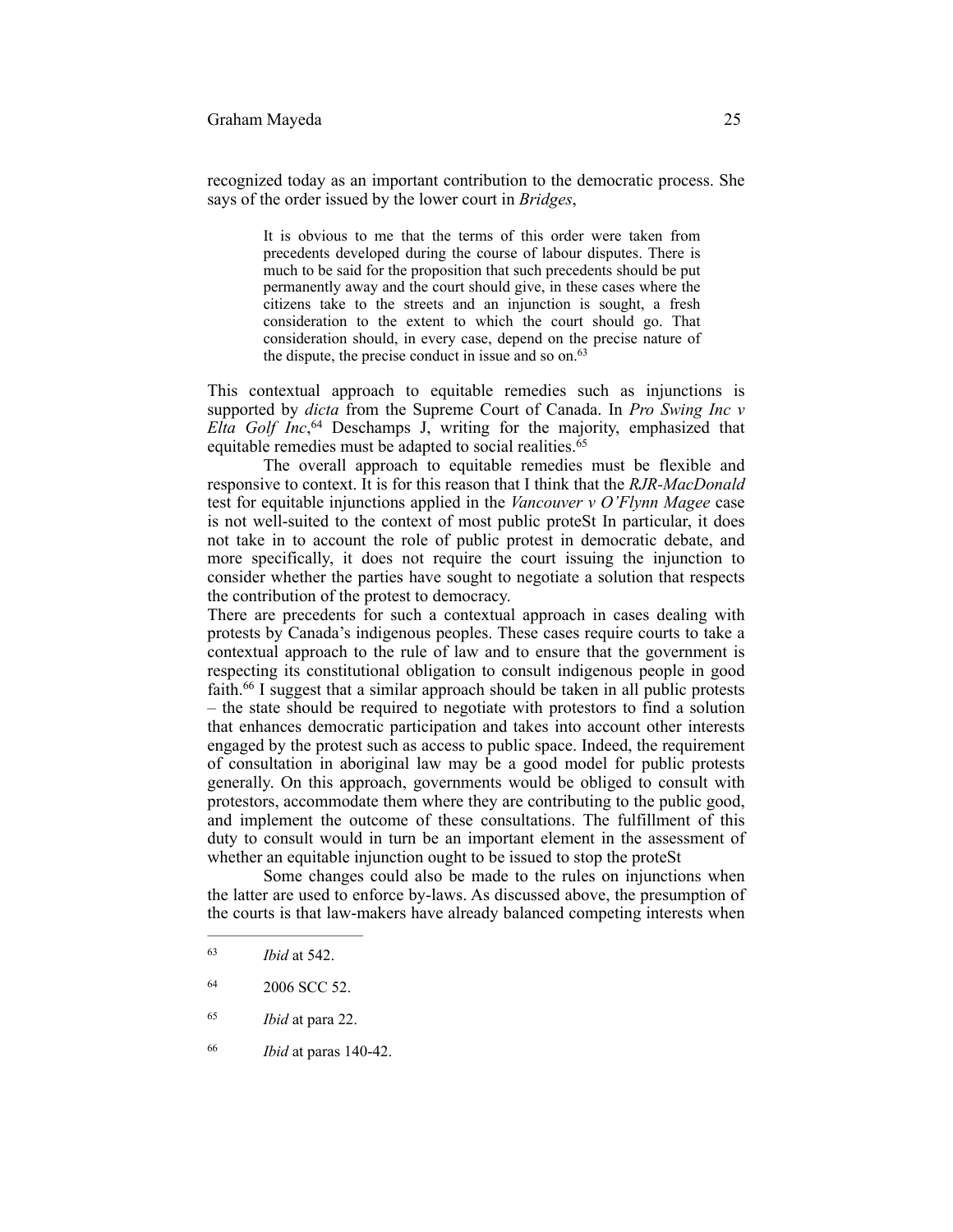recognized today as an important contribution to the democratic process. She says of the order issued by the lower court in *Bridges*,

> It is obvious to me that the terms of this order were taken from precedents developed during the course of labour disputes. There is much to be said for the proposition that such precedents should be put permanently away and the court should give, in these cases where the citizens take to the streets and an injunction is sought, a fresh consideration to the extent to which the court should go. That consideration should, in every case, depend on the precise nature of the dispute, the precise conduct in issue and so on.[63]

This contextual approach to equitable remedies such as injunctions is supported by *dicta* from the Supreme Court of Canada. In *Pro Swing Inc v Elta Golf Inc*,[64] Deschamps J, writing for the majority, emphasized that equitable remedies must be adapted to social realities.[65]

The overall approach to equitable remedies must be flexible and responsive to context. It is for this reason that I think that the *RJR-MacDonald* test for equitable injunctions applied in the *Vancouver v O'Flynn Magee* case is not well-suited to the context of most public proteSt In particular, it does not take in to account the role of public protest in democratic debate, and more specifically, it does not require the court issuing the injunction to consider whether the parties have sought to negotiate a solution that respects the contribution of the protest to democracy.

There are precedents for such a contextual approach in cases dealing with protests by Canada's indigenous peoples. These cases require courts to take a contextual approach to the rule of law and to ensure that the government is respecting its constitutional obligation to consult indigenous people in good faith.[66] I suggest that a similar approach should be taken in all public protests – the state should be required to negotiate with protestors to find a solution that enhances democratic participation and takes into account other interests engaged by the protest such as access to public space. Indeed, the requirement of consultation in aboriginal law may be a good model for public protests generally. On this approach, governments would be obliged to consult with protestors, accommodate them where they are contributing to the public good, and implement the outcome of these consultations. The fulfillment of this duty to consult would in turn be an important element in the assessment of whether an equitable injunction ought to be issued to stop the proteSt

Some changes could also be made to the rules on injunctions when the latter are used to enforce by-laws. As discussed above, the presumption of the courts is that law-makers have already balanced competing interests when

---

[63] *Ibid* at 542.

[64] 2006 SCC 52.

[65] *Ibid* at para 22.

[66] *Ibid* at paras 140-42.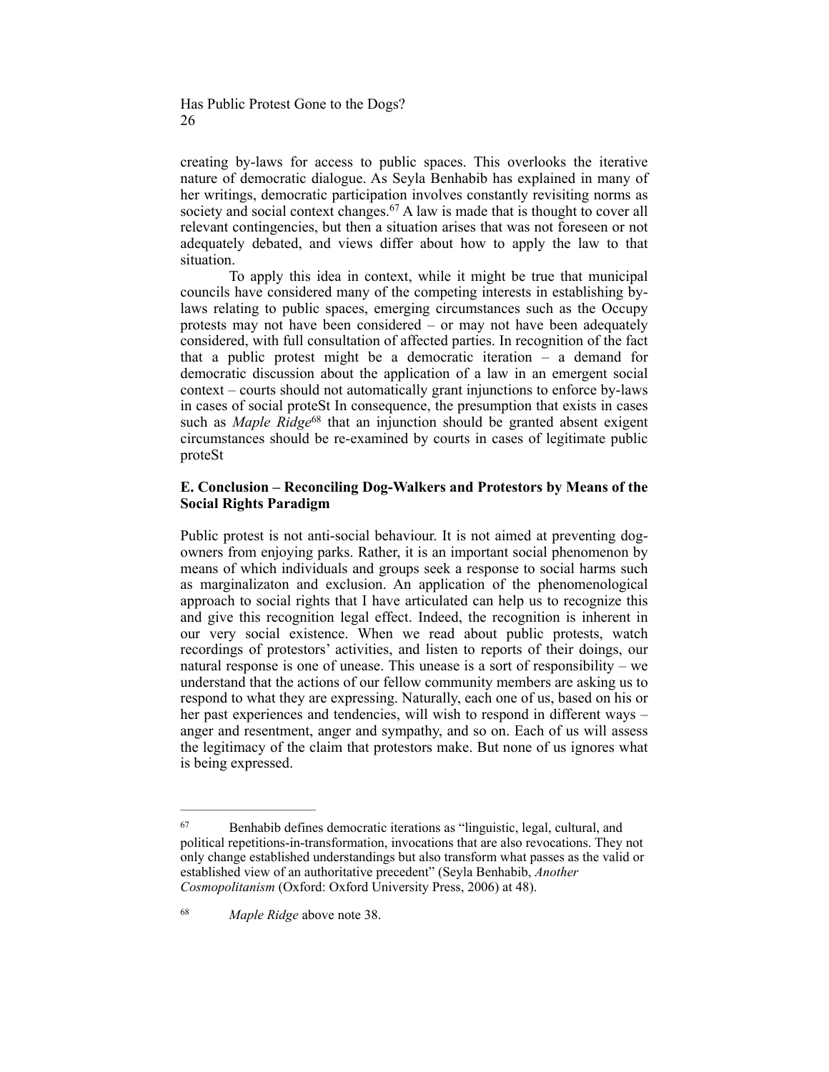creating by-laws for access to public spaces. This overlooks the iterative nature of democratic dialogue. As Seyla Benhabib has explained in many of her writings, democratic participation involves constantly revisiting norms as society and social context changes.[67] A law is made that is thought to cover all relevant contingencies, but then a situation arises that was not foreseen or not adequately debated, and views differ about how to apply the law to that situation.

To apply this idea in context, while it might be true that municipal councils have considered many of the competing interests in establishing by-laws relating to public spaces, emerging circumstances such as the Occupy protests may not have been considered – or may not have been adequately considered, with full consultation of affected parties. In recognition of the fact that a public protest might be a democratic iteration – a demand for democratic discussion about the application of a law in an emergent social context – courts should not automatically grant injunctions to enforce by-laws in cases of social proteSt In consequence, the presumption that exists in cases such as *Maple Ridge*[68] that an injunction should be granted absent exigent circumstances should be re-examined by courts in cases of legitimate public proteSt

### E. Conclusion – Reconciling Dog-Walkers and Protestors by Means of the Social Rights Paradigm

Public protest is not anti-social behaviour. It is not aimed at preventing dog-owners from enjoying parks. Rather, it is an important social phenomenon by means of which individuals and groups seek a response to social harms such as marginalizaton and exclusion. An application of the phenomenological approach to social rights that I have articulated can help us to recognize this and give this recognition legal effect. Indeed, the recognition is inherent in our very social existence. When we read about public protests, watch recordings of protestors' activities, and listen to reports of their doings, our natural response is one of unease. This unease is a sort of responsibility – we understand that the actions of our fellow community members are asking us to respond to what they are expressing. Naturally, each one of us, based on his or her past experiences and tendencies, will wish to respond in different ways – anger and resentment, anger and sympathy, and so on. Each of us will assess the legitimacy of the claim that protestors make. But none of us ignores what is being expressed.

---

[67] Benhabib defines democratic iterations as "linguistic, legal, cultural, and political repetitions-in-transformation, invocations that are also revocations. They not only change established understandings but also transform what passes as the valid or established view of an authoritative precedent" (Seyla Benhabib, *Another Cosmopolitanism* (Oxford: Oxford University Press, 2006) at 48).

[68] *Maple Ridge* above note 38.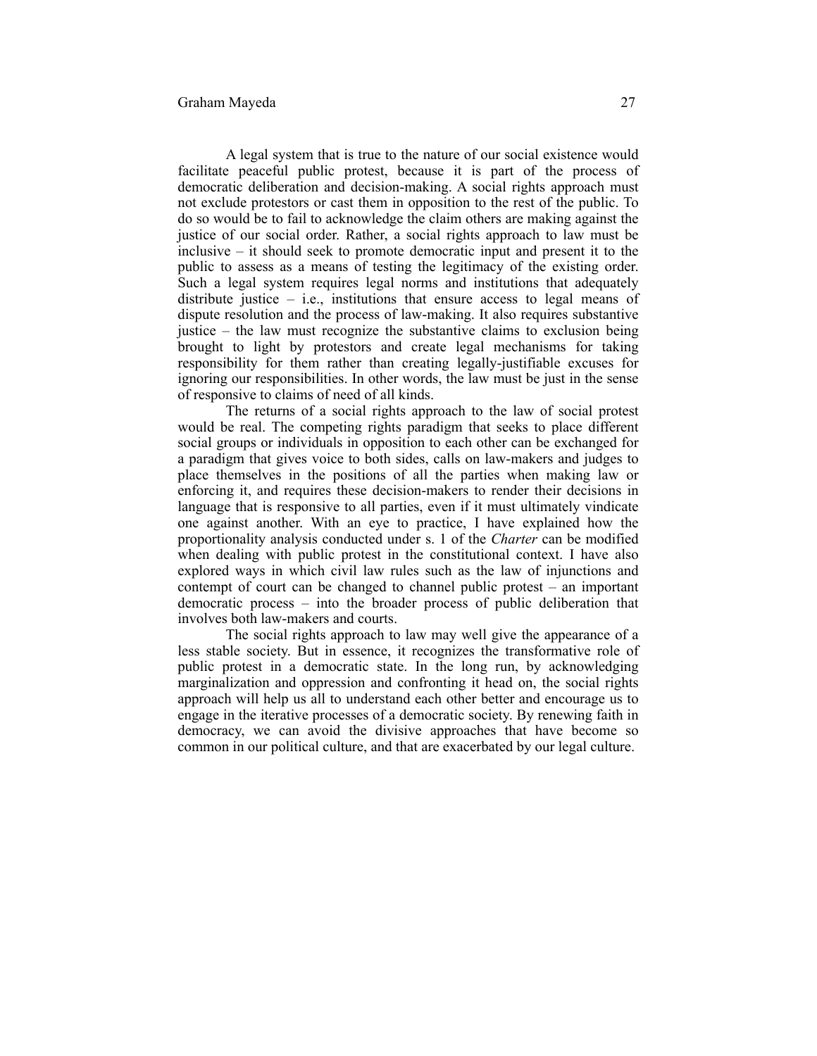A legal system that is true to the nature of our social existence would facilitate peaceful public protest, because it is part of the process of democratic deliberation and decision-making. A social rights approach must not exclude protestors or cast them in opposition to the rest of the public. To do so would be to fail to acknowledge the claim others are making against the justice of our social order. Rather, a social rights approach to law must be inclusive – it should seek to promote democratic input and present it to the public to assess as a means of testing the legitimacy of the existing order. Such a legal system requires legal norms and institutions that adequately distribute justice – i.e., institutions that ensure access to legal means of dispute resolution and the process of law-making. It also requires substantive justice – the law must recognize the substantive claims to exclusion being brought to light by protestors and create legal mechanisms for taking responsibility for them rather than creating legally-justifiable excuses for ignoring our responsibilities. In other words, the law must be just in the sense of responsive to claims of need of all kinds.

The returns of a social rights approach to the law of social protest would be real. The competing rights paradigm that seeks to place different social groups or individuals in opposition to each other can be exchanged for a paradigm that gives voice to both sides, calls on law-makers and judges to place themselves in the positions of all the parties when making law or enforcing it, and requires these decision-makers to render their decisions in language that is responsive to all parties, even if it must ultimately vindicate one against another. With an eye to practice, I have explained how the proportionality analysis conducted under s. 1 of the *Charter* can be modified when dealing with public protest in the constitutional context. I have also explored ways in which civil law rules such as the law of injunctions and contempt of court can be changed to channel public protest – an important democratic process – into the broader process of public deliberation that involves both law-makers and courts.

The social rights approach to law may well give the appearance of a less stable society. But in essence, it recognizes the transformative role of public protest in a democratic state. In the long run, by acknowledging marginalization and oppression and confronting it head on, the social rights approach will help us all to understand each other better and encourage us to engage in the iterative processes of a democratic society. By renewing faith in democracy, we can avoid the divisive approaches that have become so common in our political culture, and that are exacerbated by our legal culture.